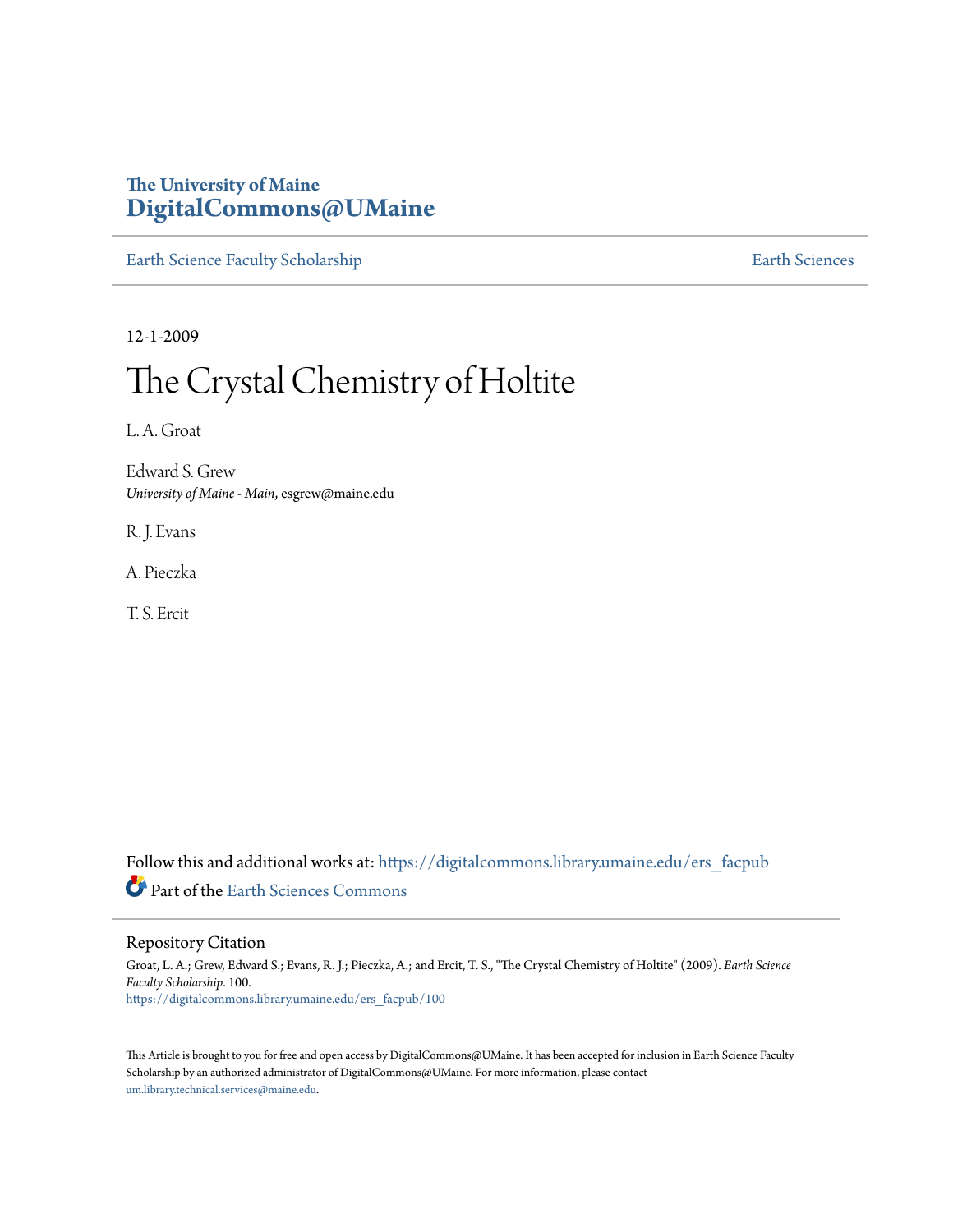The University of Maine
**DigitalCommons@UMaine**

Earth Science Faculty Scholarship | Earth Sciences

12-1-2009

# The Crystal Chemistry of Holtite

L. A. Groat

Edward S. Grew
*University of Maine - Main*, esgrew@maine.edu

R. J. Evans

A. Pieczka

T. S. Ercit

Follow this and additional works at: https://digitalcommons.library.umaine.edu/ers_facpub

Part of the Earth Sciences Commons

## Repository Citation

Groat, L. A.; Grew, Edward S.; Evans, R. J.; Pieczka, A.; and Ercit, T. S., "The Crystal Chemistry of Holtite" (2009). *Earth Science Faculty Scholarship*. 100.
https://digitalcommons.library.umaine.edu/ers_facpub/100

This Article is brought to you for free and open access by DigitalCommons@UMaine. It has been accepted for inclusion in Earth Science Faculty Scholarship by an authorized administrator of DigitalCommons@UMaine. For more information, please contact um.library.technical.services@maine.edu.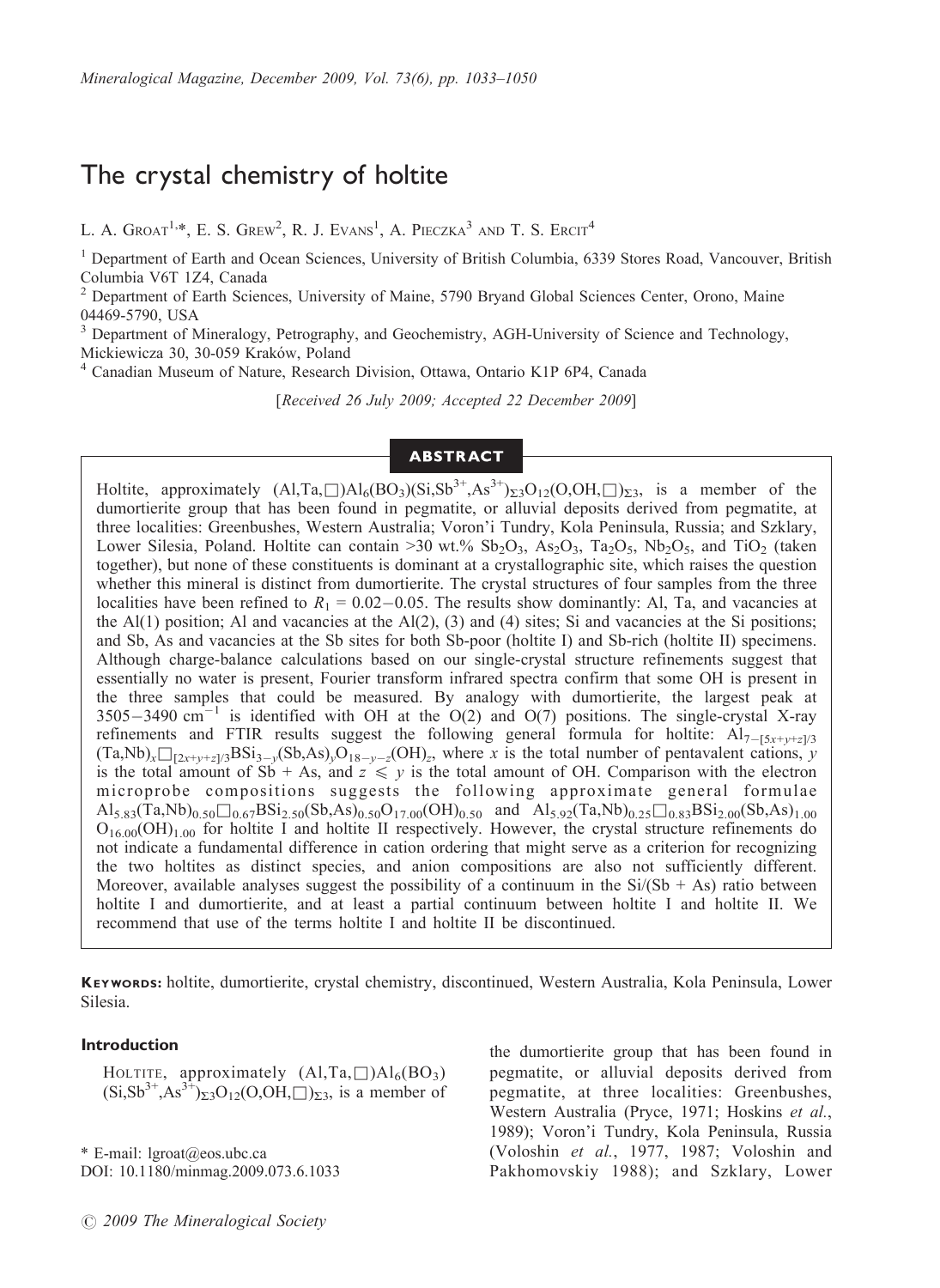# The crystal chemistry of holtite

L. A. Groat[1,*], E. S. Grew[2], R. J. Evans[1], A. Pieczka[3] and T. S. Ercit[4]

[1] Department of Earth and Ocean Sciences, University of British Columbia, 6339 Stores Road, Vancouver, British Columbia V6T 1Z4, Canada

[2] Department of Earth Sciences, University of Maine, 5790 Bryand Global Sciences Center, Orono, Maine 04469-5790, USA

[3] Department of Mineralogy, Petrography, and Geochemistry, AGH-University of Science and Technology, Mickiewicza 30, 30-059 Kraków, Poland

[4] Canadian Museum of Nature, Research Division, Ottawa, Ontario K1P 6P4, Canada

[Received 26 July 2009; Accepted 22 December 2009]

## ABSTRACT

Holtite, approximately $(Al,Ta,\square)Al_6(BO_3)(Si,Sb^{3+},As^{3+})_{\Sigma 3}O_{12}(O,OH,\square)_{\Sigma 3}$, is a member of the dumortierite group that has been found in pegmatite, or alluvial deposits derived from pegmatite, at three localities: Greenbushes, Western Australia; Voron'i Tundry, Kola Peninsula, Russia; and Szklary, Lower Silesia, Poland. Holtite can contain >30 wt.% $Sb_2O_3$, $As_2O_3$, $Ta_2O_5$, $Nb_2O_5$, and $TiO_2$ (taken together), but none of these constituents is dominant at a crystallographic site, which raises the question whether this mineral is distinct from dumortierite. The crystal structures of four samples from the three localities have been refined to $R_1 = 0.02-0.05$. The results show dominantly: Al, Ta, and vacancies at the Al(1) position; Al and vacancies at the Al(2), (3) and (4) sites; Si and vacancies at the Si positions; and Sb, As and vacancies at the Sb sites for both Sb-poor (holtite I) and Sb-rich (holtite II) specimens. Although charge-balance calculations based on our single-crystal structure refinements suggest that essentially no water is present, Fourier transform infrared spectra confirm that some OH is present in the three samples that could be measured. By analogy with dumortierite, the largest peak at $3505-3490\ cm^{-1}$ is identified with OH at the O(2) and O(7) positions. The single-crystal X-ray refinements and FTIR results suggest the following general formula for holtite: $Al_{7-[5x+y+z]/3}(Ta,Nb)_x\square_{[2x+y+z]/3}BSi_{3-y}(Sb,As)_yO_{18-y-z}(OH)_z$, where $x$ is the total number of pentavalent cations, $y$ is the total amount of Sb + As, and $z \leqslant y$ is the total amount of OH. Comparison with the electron microprobe compositions suggests the following approximate general formulae $Al_{5.83}(Ta,Nb)_{0.50}\square_{0.67}BSi_{2.50}(Sb,As)_{0.50}O_{17.00}(OH)_{0.50}$ and $Al_{5.92}(Ta,Nb)_{0.25}\square_{0.83}BSi_{2.00}(Sb,As)_{1.00}O_{16.00}(OH)_{1.00}$ for holtite I and holtite II respectively. However, the crystal structure refinements do not indicate a fundamental difference in cation ordering that might serve as a criterion for recognizing the two holtites as distinct species, and anion compositions are also not sufficiently different. Moreover, available analyses suggest the possibility of a continuum in the Si/(Sb + As) ratio between holtite I and dumortierite, and at least a partial continuum between holtite I and holtite II. We recommend that use of the terms holtite I and holtite II be discontinued.

**Keywords:** holtite, dumortierite, crystal chemistry, discontinued, Western Australia, Kola Peninsula, Lower Silesia.

## Introduction

Holtite, approximately $(Al,Ta,\square)Al_6(BO_3)(Si,Sb^{3+},As^{3+})_{\Sigma 3}O_{12}(O,OH,\square)_{\Sigma 3}$, is a member of the dumortierite group that has been found in pegmatite, or alluvial deposits derived from pegmatite, at three localities: Greenbushes, Western Australia (Pryce, 1971; Hoskins *et al.*, 1989); Voron'i Tundry, Kola Peninsula, Russia (Voloshin *et al.*, 1977, 1987; Voloshin and Pakhomovskiy 1988); and Szklary, Lower

\* E-mail: lgroat@eos.ubc.ca
DOI: 10.1180/minmag.2009.073.6.1033

© 2009 The Mineralogical Society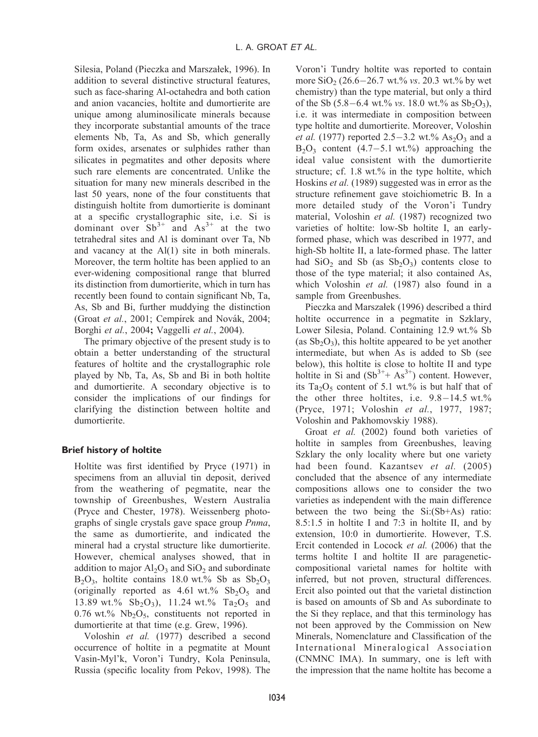Silesia, Poland (Pieczka and Marszałek, 1996). In addition to several distinctive structural features, such as face-sharing Al-octahedra and both cation and anion vacancies, holtite and dumortierite are unique among aluminosilicate minerals because they incorporate substantial amounts of the trace elements Nb, Ta, As and Sb, which generally form oxides, arsenates or sulphides rather than silicates in pegmatites and other deposits where such rare elements are concentrated. Unlike the situation for many new minerals described in the last 50 years, none of the four constituents that distinguish holtite from dumortierite is dominant at a specific crystallographic site, i.e. Si is dominant over $Sb^{3+}$ and $As^{3+}$ at the two tetrahedral sites and Al is dominant over Ta, Nb and vacancy at the Al(1) site in both minerals. Moreover, the term holtite has been applied to an ever-widening compositional range that blurred its distinction from dumortierite, which in turn has recently been found to contain significant Nb, Ta, As, Sb and Bi, further muddying the distinction (Groat *et al.*, 2001; Cempírek and Novák, 2004; Borghi *et al.*, 2004; Vaggelli *et al.*, 2004).

The primary objective of the present study is to obtain a better understanding of the structural features of holtite and the crystallographic role played by Nb, Ta, As, Sb and Bi in both holtite and dumortierite. A secondary objective is to consider the implications of our findings for clarifying the distinction between holtite and dumortierite.

## Brief history of holtite

Holtite was first identified by Pryce (1971) in specimens from an alluvial tin deposit, derived from the weathering of pegmatite, near the township of Greenbushes, Western Australia (Pryce and Chester, 1978). Weissenberg photographs of single crystals gave space group *Pnma*, the same as dumortierite, and indicated the mineral had a crystal structure like dumortierite. However, chemical analyses showed, that in addition to major $Al_2O_3$ and $SiO_2$ and subordinate $B_2O_3$, holtite contains 18.0 wt.% Sb as $Sb_2O_3$ (originally reported as 4.61 wt.% $Sb_2O_5$ and 13.89 wt.% $Sb_2O_3$), 11.24 wt.% $Ta_2O_5$ and 0.76 wt.% $Nb_2O_5$, constituents not reported in dumortierite at that time (e.g. Grew, 1996).

Voloshin *et al.* (1977) described a second occurrence of holtite in a pegmatite at Mount Vasin-Myl'k, Voron'i Tundry, Kola Peninsula, Russia (specific locality from Pekov, 1998). The Voron'i Tundry holtite was reported to contain more $SiO_2$ (26.6–26.7 wt.% *vs*. 20.3 wt.% by wet chemistry) than the type material, but only a third of the Sb (5.8–6.4 wt.% *vs*. 18.0 wt.% as $Sb_2O_3$), i.e. it was intermediate in composition between type holtite and dumortierite. Moreover, Voloshin *et al.* (1977) reported 2.5–3.2 wt.% $As_2O_3$ and a $B_2O_3$ content (4.7–5.1 wt.%) approaching the ideal value consistent with the dumortierite structure; cf. 1.8 wt.% in the type holtite, which Hoskins *et al.* (1989) suggested was in error as the structure refinement gave stoichiometric B. In a more detailed study of the Voron'i Tundry material, Voloshin *et al.* (1987) recognized two varieties of holtite: low-Sb holtite I, an early-formed phase, which was described in 1977, and high-Sb holtite II, a late-formed phase. The latter had $SiO_2$ and Sb (as $Sb_2O_3$) contents close to those of the type material; it also contained As, which Voloshin *et al.* (1987) also found in a sample from Greenbushes.

Pieczka and Marszałek (1996) described a third holtite occurrence in a pegmatite in Szklary, Lower Silesia, Poland. Containing 12.9 wt.% Sb (as $Sb_2O_3$), this holtite appeared to be yet another intermediate, but when As is added to Sb (see below), this holtite is close to holtite II and type holtite in Si and ($Sb^{3+}$+ $As^{3+}$) content. However, its $Ta_2O_5$ content of 5.1 wt.% is but half that of the other three holtites, i.e. 9.8–14.5 wt.% (Pryce, 1971; Voloshin *et al.*, 1977, 1987; Voloshin and Pakhomovskiy 1988).

Groat *et al.* (2002) found both varieties of holtite in samples from Greenbushes, leaving Szklary the only locality where but one variety had been found. Kazantsev *et al.* (2005) concluded that the absence of any intermediate compositions allows one to consider the two varieties as independent with the main difference between the two being the Si:(Sb+As) ratio: 8.5:1.5 in holtite I and 7:3 in holtite II, and by extension, 10:0 in dumortierite. However, T.S. Ercit contended in Locock *et al.* (2006) that the terms holtite I and holtite II are paragenetic-compositional varietal names for holtite with inferred, but not proven, structural differences. Ercit also pointed out that the varietal distinction is based on amounts of Sb and As subordinate to the Si they replace, and that this terminology has not been approved by the Commission on New Minerals, Nomenclature and Classification of the International Mineralogical Association (CNMNC IMA). In summary, one is left with the impression that the name holtite has become a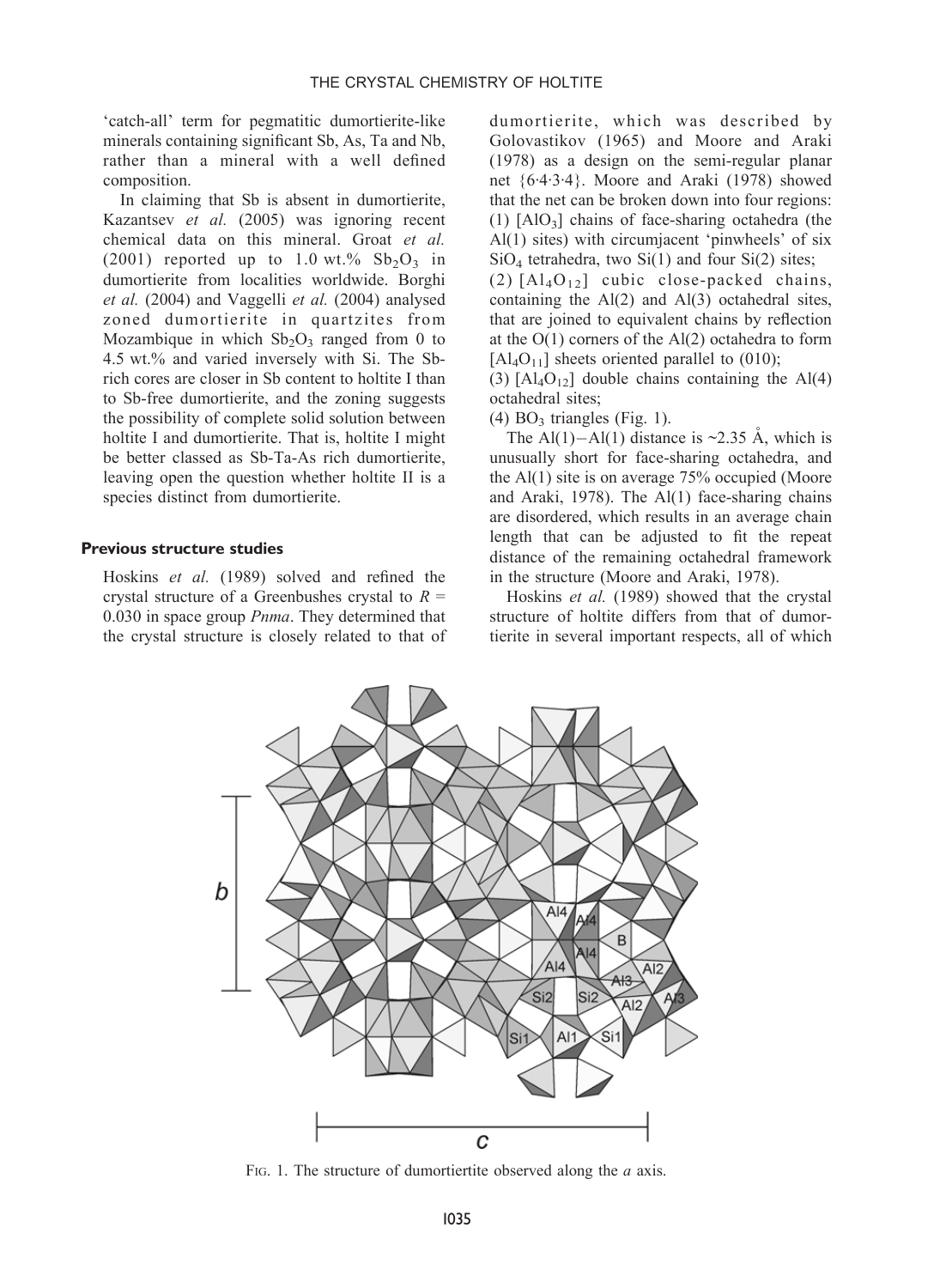'catch-all' term for pegmatitic dumortierite-like minerals containing significant Sb, As, Ta and Nb, rather than a mineral with a well defined composition.

In claiming that Sb is absent in dumortierite, Kazantsev *et al.* (2005) was ignoring recent chemical data on this mineral. Groat *et al.* (2001) reported up to 1.0 wt.% $Sb_2O_3$ in dumortierite from localities worldwide. Borghi *et al.* (2004) and Vaggelli *et al.* (2004) analysed zoned dumortierite in quartzites from Mozambique in which $Sb_2O_3$ ranged from 0 to 4.5 wt.% and varied inversely with Si. The Sb-rich cores are closer in Sb content to holtite I than to Sb-free dumortierite, and the zoning suggests the possibility of complete solid solution between holtite I and dumortierite. That is, holtite I might be better classed as Sb-Ta-As rich dumortierite, leaving open the question whether holtite II is a species distinct from dumortierite.

## Previous structure studies

Hoskins *et al.* (1989) solved and refined the crystal structure of a Greenbushes crystal to $R$ = 0.030 in space group *Pnma*. They determined that the crystal structure is closely related to that of dumortierite, which was described by Golovastikov (1965) and Moore and Araki (1978) as a design on the semi-regular planar net {6·4·3·4}. Moore and Araki (1978) showed that the net can be broken down into four regions: (1) $[AlO_3]$ chains of face-sharing octahedra (the Al(1) sites) with circumjacent 'pinwheels' of six $SiO_4$ tetrahedra, two Si(1) and four Si(2) sites; (2) $[Al_4O_{12}]$ cubic close-packed chains, containing the Al(2) and Al(3) octahedral sites, that are joined to equivalent chains by reflection at the O(1) corners of the Al(2) octahedra to form $[Al_4O_{11}]$ sheets oriented parallel to (010); (3) $[Al_4O_{12}]$ double chains containing the Al(4) octahedral sites; (4) $BO_3$ triangles (Fig. 1).

The Al(1)−Al(1) distance is ~2.35 Å, which is unusually short for face-sharing octahedra, and the Al(1) site is on average 75% occupied (Moore and Araki, 1978). The Al(1) face-sharing chains are disordered, which results in an average chain length that can be adjusted to fit the repeat distance of the remaining octahedral framework in the structure (Moore and Araki, 1978).

Hoskins *et al.* (1989) showed that the crystal structure of holtite differs from that of dumortierite in several important respects, all of which

FIG. 1. The structure of dumortiertite observed along the *a* axis.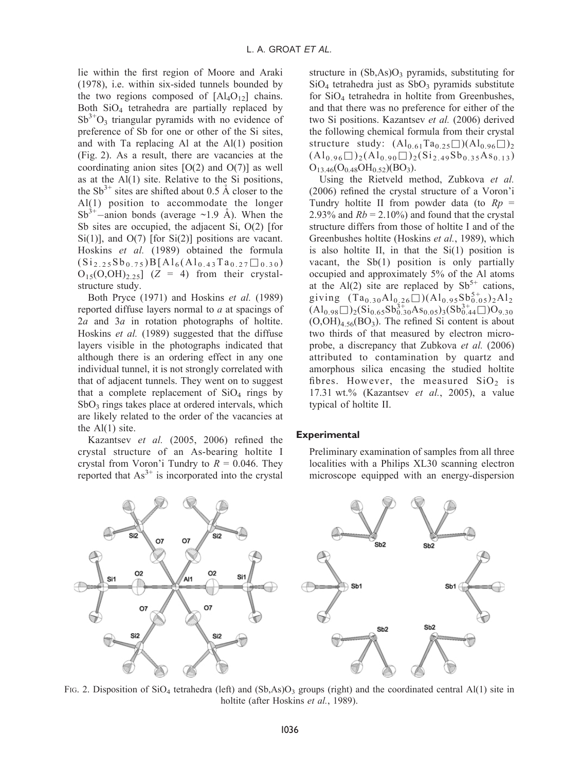lie within the first region of Moore and Araki (1978), i.e. within six-sided tunnels bounded by the two regions composed of $[Al_4O_{12}]$ chains. Both $SiO_4$ tetrahedra are partially replaced by $Sb^{3+}O_3$ triangular pyramids with no evidence of preference of Sb for one or other of the Si sites, and with Ta replacing Al at the Al(1) position (Fig. 2). As a result, there are vacancies at the coordinating anion sites [O(2) and O(7)] as well as at the Al(1) site. Relative to the Si positions, the $Sb^{3+}$ sites are shifted about 0.5 Å closer to the Al(1) position to accommodate the longer $Sb^{3+}$–anion bonds (average ~1.9 Å). When the Sb sites are occupied, the adjacent Si, O(2) [for Si(1)], and O(7) [for Si(2)] positions are vacant. Hoskins *et al.* (1989) obtained the formula $(Si_{2.25}Sb_{0.75})B[Al_6(Al_{0.43}Ta_{0.27}\square_{0.30})O_{15}(O,OH)_{2.25}]$ ($Z$ = 4) from their crystal-structure study.

Both Pryce (1971) and Hoskins *et al.* (1989) reported diffuse layers normal to *a* at spacings of 2*a* and 3*a* in rotation photographs of holtite. Hoskins *et al.* (1989) suggested that the diffuse layers visible in the photographs indicated that although there is an ordering effect in any one individual tunnel, it is not strongly correlated with that of adjacent tunnels. They went on to suggest that a complete replacement of $SiO_4$ rings by $SbO_3$ rings takes place at ordered intervals, which are likely related to the order of the vacancies at the Al(1) site.

Kazantsev *et al.* (2005, 2006) refined the crystal structure of an As-bearing holtite I crystal from Voron'i Tundry to $R$ = 0.046. They reported that $As^{3+}$ is incorporated into the crystal structure in $(Sb,As)O_3$ pyramids, substituting for $SiO_4$ tetrahedra just as $SbO_3$ pyramids substitute for $SiO_4$ tetrahedra in holtite from Greenbushes, and that there was no preference for either of the two Si positions. Kazantsev *et al.* (2006) derived the following chemical formula from their crystal structure study: $(Al_{0.61}Ta_{0.25}\square)(Al_{0.96}\square)_2(Al_{0.96}\square)_2(Al_{0.90}\square)_2(Si_{2.49}Sb_{0.35}As_{0.13})O_{13.46}(O_{0.48}OH_{0.52})(BO_3)$.

Using the Rietveld method, Zubkova *et al.* (2006) refined the crystal structure of a Voron'i Tundry holtite II from powder data (to $Rp$ = 2.93% and $Rb$ = 2.10%) and found that the crystal structure differs from those of holtite I and of the Greenbushes holtite (Hoskins *et al.*, 1989), which is also holtite II, in that the Si(1) position is vacant, the Sb(1) position is only partially occupied and approximately 5% of the Al atoms at the Al(2) site are replaced by $Sb^{5+}$ cations, giving $(Ta_{0.30}Al_{0.26}\square)(Al_{0.95}Sb^{5+}_{0.05})_2Al_2(Al_{0.98}\square)_2(Si_{0.65}Sb^{3+}_{0.30}As_{0.05})_3(Sb^{3+}_{0.44}\square)O_{9.30}(O,OH)_{4.56}(BO_3)$. The refined Si content is about two thirds of that measured by electron microprobe, a discrepancy that Zubkova *et al.* (2006) attributed to contamination by quartz and amorphous silica encasing the studied holtite fibres. However, the measured $SiO_2$ is 17.31 wt.% (Kazantsev *et al.*, 2005), a value typical of holtite II.

## Experimental

Preliminary examination of samples from all three localities with a Philips XL30 scanning electron microscope equipped with an energy-dispersion

FIG. 2. Disposition of $SiO_4$ tetrahedra (left) and $(Sb,As)O_3$ groups (right) and the coordinated central Al(1) site in holtite (after Hoskins *et al.*, 1989).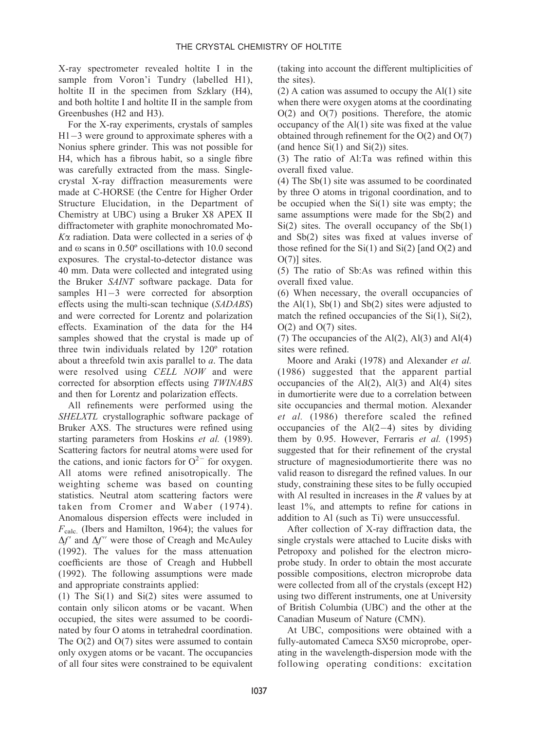X-ray spectrometer revealed holtite I in the sample from Voron'i Tundry (labelled H1), holtite II in the specimen from Szklary (H4), and both holtite I and holtite II in the sample from Greenbushes (H2 and H3).

For the X-ray experiments, crystals of samples H1−3 were ground to approximate spheres with a Nonius sphere grinder. This was not possible for H4, which has a fibrous habit, so a single fibre was carefully extracted from the mass. Single-crystal X-ray diffraction measurements were made at C-HORSE (the Centre for Higher Order Structure Elucidation, in the Department of Chemistry at UBC) using a Bruker X8 APEX II diffractometer with graphite monochromated Mo-$K\alpha$ radiation. Data were collected in a series of $\phi$ and $\omega$ scans in 0.50° oscillations with 10.0 second exposures. The crystal-to-detector distance was 40 mm. Data were collected and integrated using the Bruker *SAINT* software package. Data for samples H1−3 were corrected for absorption effects using the multi-scan technique (*SADABS*) and were corrected for Lorentz and polarization effects. Examination of the data for the H4 samples showed that the crystal is made up of three twin individuals related by 120° rotation about a threefold twin axis parallel to *a*. The data were resolved using *CELL NOW* and were corrected for absorption effects using *TWINABS* and then for Lorentz and polarization effects.

All refinements were performed using the *SHELXTL* crystallographic software package of Bruker AXS. The structures were refined using starting parameters from Hoskins *et al.* (1989). Scattering factors for neutral atoms were used for the cations, and ionic factors for $O^{2-}$ for oxygen. All atoms were refined anisotropically. The weighting scheme was based on counting statistics. Neutral atom scattering factors were taken from Cromer and Waber (1974). Anomalous dispersion effects were included in $F_{calc.}$ (Ibers and Hamilton, 1964); the values for $\Delta f'$ and $\Delta f''$ were those of Creagh and McAuley (1992). The values for the mass attenuation coefficients are those of Creagh and Hubbell (1992). The following assumptions were made and appropriate constraints applied:

(1) The Si(1) and Si(2) sites were assumed to contain only silicon atoms or be vacant. When occupied, the sites were assumed to be coordinated by four O atoms in tetrahedral coordination. The O(2) and O(7) sites were assumed to contain only oxygen atoms or be vacant. The occupancies of all four sites were constrained to be equivalent (taking into account the different multiplicities of the sites).

(2) A cation was assumed to occupy the Al(1) site when there were oxygen atoms at the coordinating O(2) and O(7) positions. Therefore, the atomic occupancy of the Al(1) site was fixed at the value obtained through refinement for the O(2) and O(7) (and hence Si(1) and Si(2)) sites.

(3) The ratio of Al:Ta was refined within this overall fixed value.

(4) The Sb(1) site was assumed to be coordinated by three O atoms in trigonal coordination, and to be occupied when the Si(1) site was empty; the same assumptions were made for the Sb(2) and Si(2) sites. The overall occupancy of the Sb(1) and Sb(2) sites was fixed at values inverse of those refined for the Si(1) and Si(2) [and O(2) and O(7)] sites.

(5) The ratio of Sb:As was refined within this overall fixed value.

(6) When necessary, the overall occupancies of the Al(1), Sb(1) and Sb(2) sites were adjusted to match the refined occupancies of the Si(1), Si(2), O(2) and O(7) sites.

(7) The occupancies of the Al(2), Al(3) and Al(4) sites were refined.

Moore and Araki (1978) and Alexander *et al.* (1986) suggested that the apparent partial occupancies of the Al(2), Al(3) and Al(4) sites in dumortierite were due to a correlation between site occupancies and thermal motion. Alexander *et al.* (1986) therefore scaled the refined occupancies of the Al(2−4) sites by dividing them by 0.95. However, Ferraris *et al.* (1995) suggested that for their refinement of the crystal structure of magnesiodumortierite there was no valid reason to disregard the refined values. In our study, constraining these sites to be fully occupied with Al resulted in increases in the *R* values by at least 1%, and attempts to refine for cations in addition to Al (such as Ti) were unsuccessful.

After collection of X-ray diffraction data, the single crystals were attached to Lucite disks with Petropoxy and polished for the electron microprobe study. In order to obtain the most accurate possible compositions, electron microprobe data were collected from all of the crystals (except H2) using two different instruments, one at University of British Columbia (UBC) and the other at the Canadian Museum of Nature (CMN).

At UBC, compositions were obtained with a fully-automated Cameca SX50 microprobe, operating in the wavelength-dispersion mode with the following operating conditions: excitation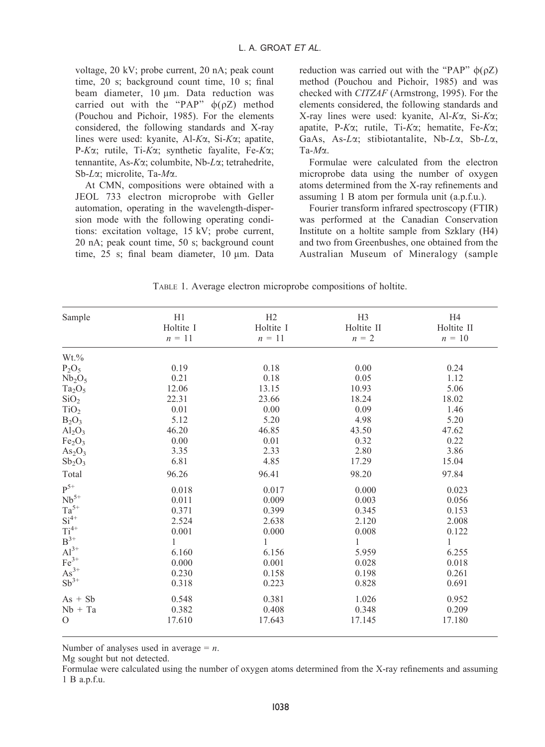voltage, 20 kV; probe current, 20 nA; peak count time, 20 s; background count time, 10 s; final beam diameter, 10 μm. Data reduction was carried out with the "PAP" φ(ρZ) method (Pouchou and Pichoir, 1985). For the elements considered, the following standards and X-ray lines were used: kyanite, Al-*K*α, Si-*K*α; apatite, P-*K*α; rutile, Ti-*K*α; synthetic fayalite, Fe-*K*α; tennantite, As-*K*α; columbite, Nb-*L*α; tetrahedrite, Sb-*L*α; microlite, Ta-*M*α.

At CMN, compositions were obtained with a JEOL 733 electron microprobe with Geller automation, operating in the wavelength-dispersion mode with the following operating conditions: excitation voltage, 15 kV; probe current, 20 nA; peak count time, 50 s; background count time, 25 s; final beam diameter, 10 μm. Data reduction was carried out with the "PAP" φ(ρZ) method (Pouchou and Pichoir, 1985) and was checked with *CITZAF* (Armstrong, 1995). For the elements considered, the following standards and X-ray lines were used: kyanite, Al-*K*α, Si-*K*α; apatite, P-*K*α; rutile, Ti-*K*α; hematite, Fe-*K*α; GaAs, As-*L*α; stibiotantalite, Nb-*L*α, Sb-*L*α, Ta-*M*α.

Formulae were calculated from the electron microprobe data using the number of oxygen atoms determined from the X-ray refinements and assuming 1 B atom per formula unit (a.p.f.u.).

Fourier transform infrared spectroscopy (FTIR) was performed at the Canadian Conservation Institute on a holtite sample from Szklary (H4) and two from Greenbushes, one obtained from the Australian Museum of Mineralogy (sample

TABLE 1. Average electron microprobe compositions of holtite.

| Sample | H1 Holtite I $n = 11$ | H2 Holtite I $n = 11$ | H3 Holtite II $n = 2$ | H4 Holtite II $n = 10$ |
|---|---|---|---|---|
| Wt.% | | | | |
| $P_2O_5$ | 0.19 | 0.18 | 0.00 | 0.24 |
| $Nb_2O_5$ | 0.21 | 0.18 | 0.05 | 1.12 |
| $Ta_2O_5$ | 12.06 | 13.15 | 10.93 | 5.06 |
| $SiO_2$ | 22.31 | 23.66 | 18.24 | 18.02 |
| $TiO_2$ | 0.01 | 0.00 | 0.09 | 1.46 |
| $B_2O_3$ | 5.12 | 5.20 | 4.98 | 5.20 |
| $Al_2O_3$ | 46.20 | 46.85 | 43.50 | 47.62 |
| $Fe_2O_3$ | 0.00 | 0.01 | 0.32 | 0.22 |
| $As_2O_3$ | 3.35 | 2.33 | 2.80 | 3.86 |
| $Sb_2O_3$ | 6.81 | 4.85 | 17.29 | 15.04 |
| Total | 96.26 | 96.41 | 98.20 | 97.84 |
| $P^{5+}$ | 0.018 | 0.017 | 0.000 | 0.023 |
| $Nb^{5+}$ | 0.011 | 0.009 | 0.003 | 0.056 |
| $Ta^{5+}$ | 0.371 | 0.399 | 0.345 | 0.153 |
| $Si^{4+}$ | 2.524 | 2.638 | 2.120 | 2.008 |
| $Ti^{4+}$ | 0.001 | 0.000 | 0.008 | 0.122 |
| $B^{3+}$ | 1 | 1 | 1 | 1 |
| $Al^{3+}$ | 6.160 | 6.156 | 5.959 | 6.255 |
| $Fe^{3+}$ | 0.000 | 0.001 | 0.028 | 0.018 |
| $As^{3+}$ | 0.230 | 0.158 | 0.198 | 0.261 |
| $Sb^{3+}$ | 0.318 | 0.223 | 0.828 | 0.691 |
| As + Sb | 0.548 | 0.381 | 1.026 | 0.952 |
| Nb + Ta | 0.382 | 0.408 | 0.348 | 0.209 |
| O | 17.610 | 17.643 | 17.145 | 17.180 |

Number of analyses used in average = $n$.
Mg sought but not detected.
Formulae were calculated using the number of oxygen atoms determined from the X-ray refinements and assuming 1 B a.p.f.u.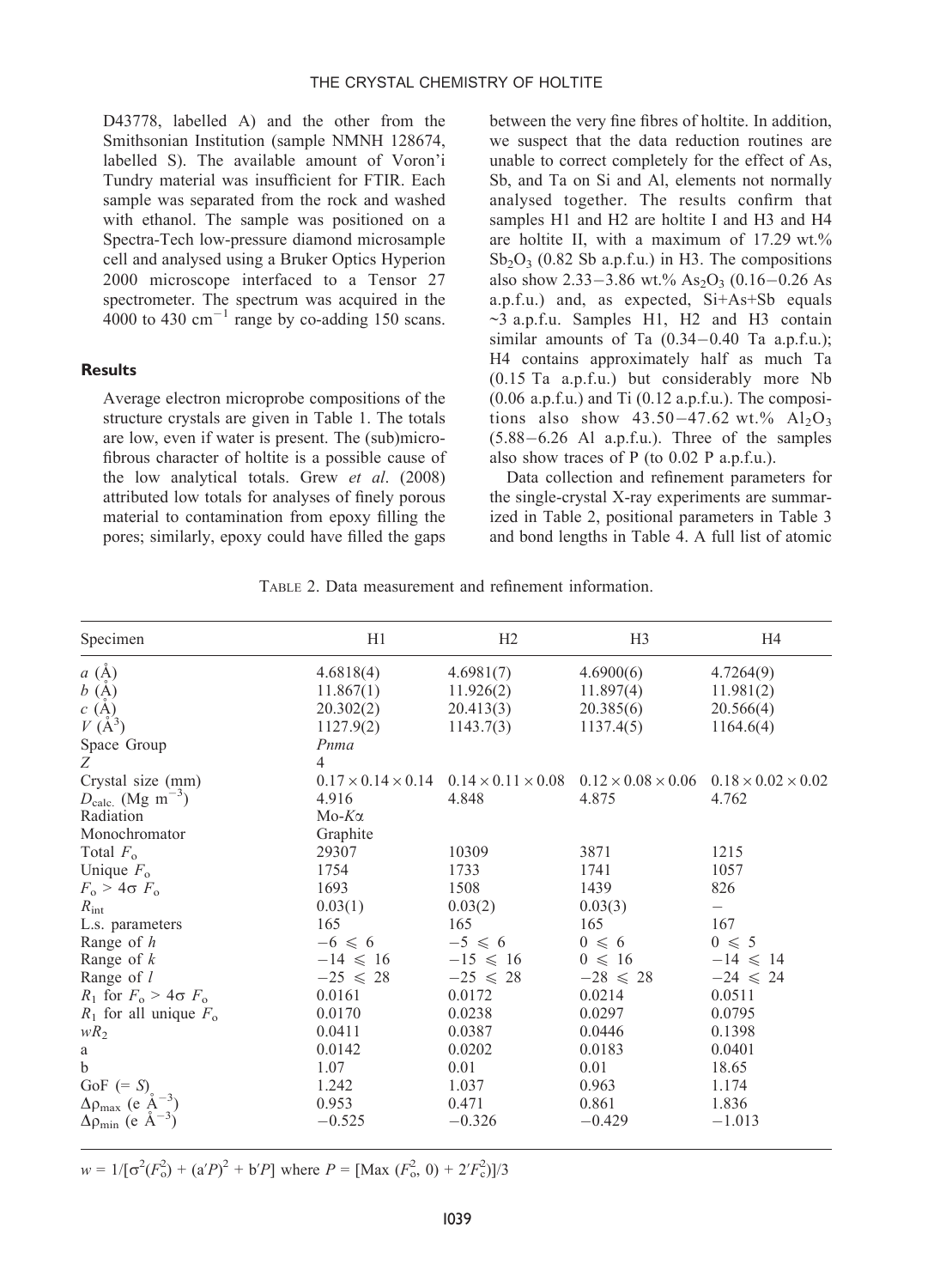D43778, labelled A) and the other from the Smithsonian Institution (sample NMNH 128674, labelled S). The available amount of Voron'i Tundry material was insufficient for FTIR. Each sample was separated from the rock and washed with ethanol. The sample was positioned on a Spectra-Tech low-pressure diamond microsample cell and analysed using a Bruker Optics Hyperion 2000 microscope interfaced to a Tensor 27 spectrometer. The spectrum was acquired in the 4000 to 430 $cm^{-1}$ range by co-adding 150 scans.

## Results

Average electron microprobe compositions of the structure crystals are given in Table 1. The totals are low, even if water is present. The (sub)microfibrous character of holtite is a possible cause of the low analytical totals. Grew *et al*. (2008) attributed low totals for analyses of finely porous material to contamination from epoxy filling the pores; similarly, epoxy could have filled the gaps between the very fine fibres of holtite. In addition, we suspect that the data reduction routines are unable to correct completely for the effect of As, Sb, and Ta on Si and Al, elements not normally analysed together. The results confirm that samples H1 and H2 are holtite I and H3 and H4 are holtite II, with a maximum of 17.29 wt.% $Sb_2O_3$ (0.82 Sb a.p.f.u.) in H3. The compositions also show 2.33–3.86 wt.% $As_2O_3$ (0.16–0.26 As a.p.f.u.) and, as expected, Si+As+Sb equals ~3 a.p.f.u. Samples H1, H2 and H3 contain similar amounts of Ta (0.34–0.40 Ta a.p.f.u.); H4 contains approximately half as much Ta (0.15 Ta a.p.f.u.) but considerably more Nb (0.06 a.p.f.u.) and Ti (0.12 a.p.f.u.). The compositions also show 43.50–47.62 wt.% $Al_2O_3$ (5.88–6.26 Al a.p.f.u.). Three of the samples also show traces of P (to 0.02 P a.p.f.u.).

Data collection and refinement parameters for the single-crystal X-ray experiments are summarized in Table 2, positional parameters in Table 3 and bond lengths in Table 4. A full list of atomic

TABLE 2. Data measurement and refinement information.

| Specimen | H1 | H2 | H3 | H4 |
|---|---|---|---|---|
| $a$ (Å) | 4.6818(4) | 4.6981(7) | 4.6900(6) | 4.7264(9) |
| $b$ (Å) | 11.867(1) | 11.926(2) | 11.897(4) | 11.981(2) |
| $c$ (Å) | 20.302(2) | 20.413(3) | 20.385(6) | 20.566(4) |
| $V$ (Å$^3$) | 1127.9(2) | 1143.7(3) | 1137.4(5) | 1164.6(4) |
| Space Group | *Pnma* | | | |
| $Z$ | 4 | | | |
| Crystal size (mm) | 0.17 × 0.14 × 0.14 | 0.14 × 0.11 × 0.08 | 0.12 × 0.08 × 0.06 | 0.18 × 0.02 × 0.02 |
| $D_{calc.}$ (Mg $m^{-3}$) | 4.916 | 4.848 | 4.875 | 4.762 |
| Radiation | Mo-$K\alpha$ | | | |
| Monochromator | Graphite | | | |
| Total $F_o$ | 29307 | 10309 | 3871 | 1215 |
| Unique $F_o$ | 1754 | 1733 | 1741 | 1057 |
| $F_o > 4\sigma F_o$ | 1693 | 1508 | 1439 | 826 |
| $R_{int}$ | 0.03(1) | 0.03(2) | 0.03(3) | – |
| L.s. parameters | 165 | 165 | 165 | 167 |
| Range of $h$ | $-6 \leqslant 6$ | $-5 \leqslant 6$ | $0 \leqslant 6$ | $0 \leqslant 5$ |
| Range of $k$ | $-14 \leqslant 16$ | $-15 \leqslant 16$ | $0 \leqslant 16$ | $-14 \leqslant 14$ |
| Range of $l$ | $-25 \leqslant 28$ | $-25 \leqslant 28$ | $-28 \leqslant 28$ | $-24 \leqslant 24$ |
| $R_1$ for $F_o > 4\sigma F_o$ | 0.0161 | 0.0172 | 0.0214 | 0.0511 |
| $R_1$ for all unique $F_o$ | 0.0170 | 0.0238 | 0.0297 | 0.0795 |
| $wR_2$ | 0.0411 | 0.0387 | 0.0446 | 0.1398 |
| a | 0.0142 | 0.0202 | 0.0183 | 0.0401 |
| b | 1.07 | 0.01 | 0.01 | 18.65 |
| GoF (= $S$) | 1.242 | 1.037 | 0.963 | 1.174 |
| $\Delta\rho_{max}$ (e Å$^{-3}$) | 0.953 | 0.471 | 0.861 | 1.836 |
| $\Delta\rho_{min}$ (e Å$^{-3}$) | −0.525 | −0.326 | −0.429 | −1.013 |

$w = 1/[\sigma^2(F_o^2) + (a'P)^2 + b'P]$ where $P = [\text{Max}(F_o^2, 0) + 2'F_c^2)]/3$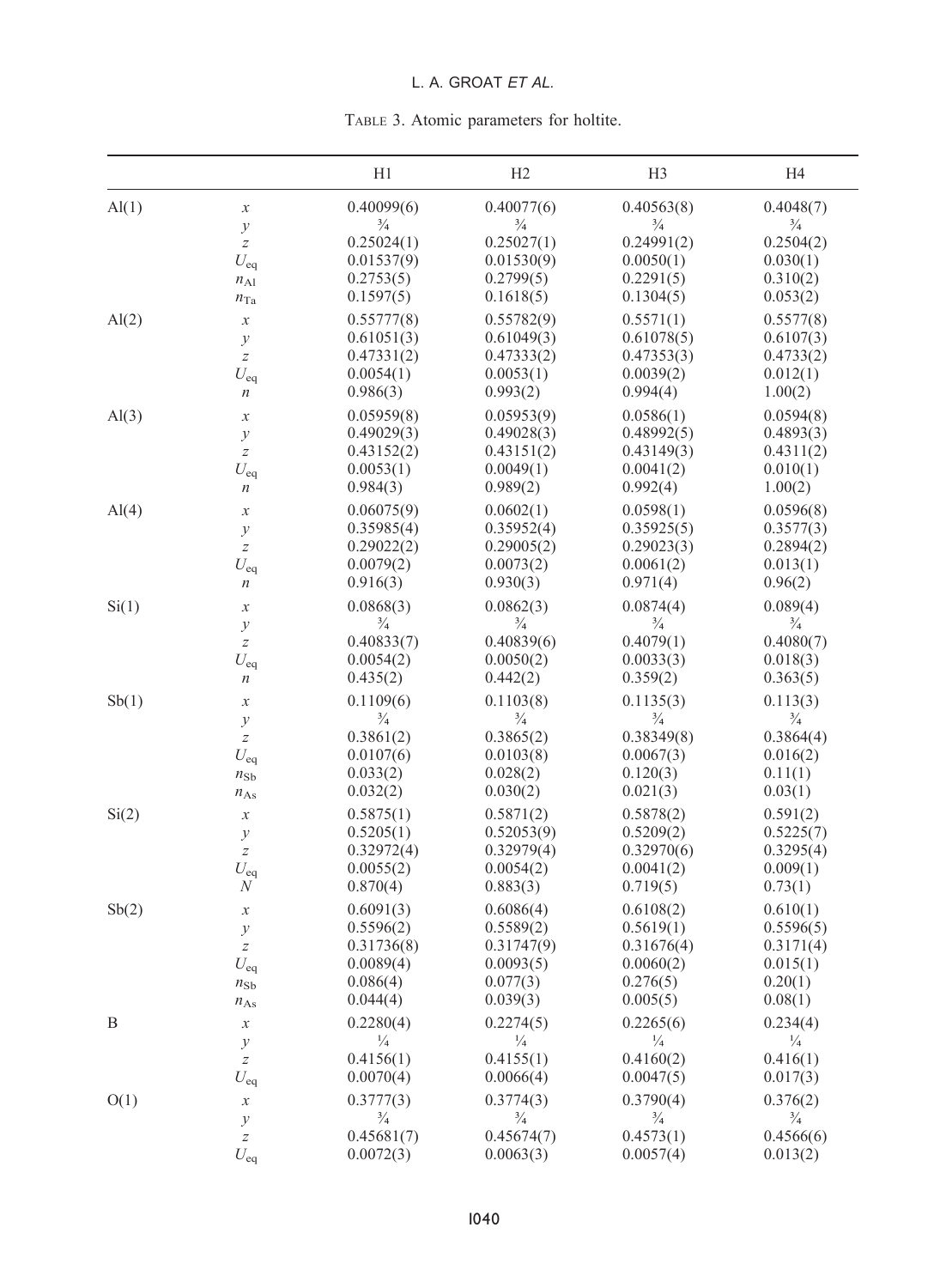TABLE 3. Atomic parameters for holtite.

| | | H1 | H2 | H3 | H4 |
|---|---|---|---|---|---|
| Al(1) | $x$ | 0.40099(6) | 0.40077(6) | 0.40563(8) | 0.4048(7) |
| | $y$ | ¾ | ¾ | ¾ | ¾ |
| | $z$ | 0.25024(1) | 0.25027(1) | 0.24991(2) | 0.2504(2) |
| | $U_{eq}$ | 0.01537(9) | 0.01530(9) | 0.0050(1) | 0.030(1) |
| | $n_{Al}$ | 0.2753(5) | 0.2799(5) | 0.2291(5) | 0.310(2) |
| | $n_{Ta}$ | 0.1597(5) | 0.1618(5) | 0.1304(5) | 0.053(2) |
| Al(2) | $x$ | 0.55777(8) | 0.55782(9) | 0.5571(1) | 0.5577(8) |
| | $y$ | 0.61051(3) | 0.61049(3) | 0.61078(5) | 0.6107(3) |
| | $z$ | 0.47331(2) | 0.47333(2) | 0.47353(3) | 0.4733(2) |
| | $U_{eq}$ | 0.0054(1) | 0.0053(1) | 0.0039(2) | 0.012(1) |
| | $n$ | 0.986(3) | 0.993(2) | 0.994(4) | 1.00(2) |
| Al(3) | $x$ | 0.05959(8) | 0.05953(9) | 0.0586(1) | 0.0594(8) |
| | $y$ | 0.49029(3) | 0.49028(3) | 0.48992(5) | 0.4893(3) |
| | $z$ | 0.43152(2) | 0.43151(2) | 0.43149(3) | 0.4311(2) |
| | $U_{eq}$ | 0.0053(1) | 0.0049(1) | 0.0041(2) | 0.010(1) |
| | $n$ | 0.984(3) | 0.989(2) | 0.992(4) | 1.00(2) |
| Al(4) | $x$ | 0.06075(9) | 0.0602(1) | 0.0598(1) | 0.0596(8) |
| | $y$ | 0.35985(4) | 0.35952(4) | 0.35925(5) | 0.3577(3) |
| | $z$ | 0.29022(2) | 0.29005(2) | 0.29023(3) | 0.2894(2) |
| | $U_{eq}$ | 0.0079(2) | 0.0073(2) | 0.0061(2) | 0.013(1) |
| | $n$ | 0.916(3) | 0.930(3) | 0.971(4) | 0.96(2) |
| Si(1) | $x$ | 0.0868(3) | 0.0862(3) | 0.0874(4) | 0.089(4) |
| | $y$ | ¾ | ¾ | ¾ | ¾ |
| | $z$ | 0.40833(7) | 0.40839(6) | 0.4079(1) | 0.4080(7) |
| | $U_{eq}$ | 0.0054(2) | 0.0050(2) | 0.0033(3) | 0.018(3) |
| | $n$ | 0.435(2) | 0.442(2) | 0.359(2) | 0.363(5) |
| Sb(1) | $x$ | 0.1109(6) | 0.1103(8) | 0.1135(3) | 0.113(3) |
| | $y$ | ¾ | ¾ | ¾ | ¾ |
| | $z$ | 0.3861(2) | 0.3865(2) | 0.38349(8) | 0.3864(4) |
| | $U_{eq}$ | 0.0107(6) | 0.0103(8) | 0.0067(3) | 0.016(2) |
| | $n_{Sb}$ | 0.033(2) | 0.028(2) | 0.120(3) | 0.11(1) |
| | $n_{As}$ | 0.032(2) | 0.030(2) | 0.021(3) | 0.03(1) |
| Si(2) | $x$ | 0.5875(1) | 0.5871(2) | 0.5878(2) | 0.591(2) |
| | $y$ | 0.5205(1) | 0.52053(9) | 0.5209(2) | 0.5225(7) |
| | $z$ | 0.32972(4) | 0.32979(4) | 0.32970(6) | 0.3295(4) |
| | $U_{eq}$ | 0.0055(2) | 0.0054(2) | 0.0041(2) | 0.009(1) |
| | $N$ | 0.870(4) | 0.883(3) | 0.719(5) | 0.73(1) |
| Sb(2) | $x$ | 0.6091(3) | 0.6086(4) | 0.6108(2) | 0.610(1) |
| | $y$ | 0.5596(2) | 0.5589(2) | 0.5619(1) | 0.5596(5) |
| | $z$ | 0.31736(8) | 0.31747(9) | 0.31676(4) | 0.3171(4) |
| | $U_{eq}$ | 0.0089(4) | 0.0093(5) | 0.0060(2) | 0.015(1) |
| | $n_{Sb}$ | 0.086(4) | 0.077(3) | 0.276(5) | 0.20(1) |
| | $n_{As}$ | 0.044(4) | 0.039(3) | 0.005(5) | 0.08(1) |
| B | $x$ | 0.2280(4) | 0.2274(5) | 0.2265(6) | 0.234(4) |
| | $y$ | ¼ | ¼ | ¼ | ¼ |
| | $z$ | 0.4156(1) | 0.4155(1) | 0.4160(2) | 0.416(1) |
| | $U_{eq}$ | 0.0070(4) | 0.0066(4) | 0.0047(5) | 0.017(3) |
| O(1) | $x$ | 0.3777(3) | 0.3774(3) | 0.3790(4) | 0.376(2) |
| | $y$ | ¾ | ¾ | ¾ | ¾ |
| | $z$ | 0.45681(7) | 0.45674(7) | 0.4573(1) | 0.4566(6) |
| | $U_{eq}$ | 0.0072(3) | 0.0063(3) | 0.0057(4) | 0.013(2) |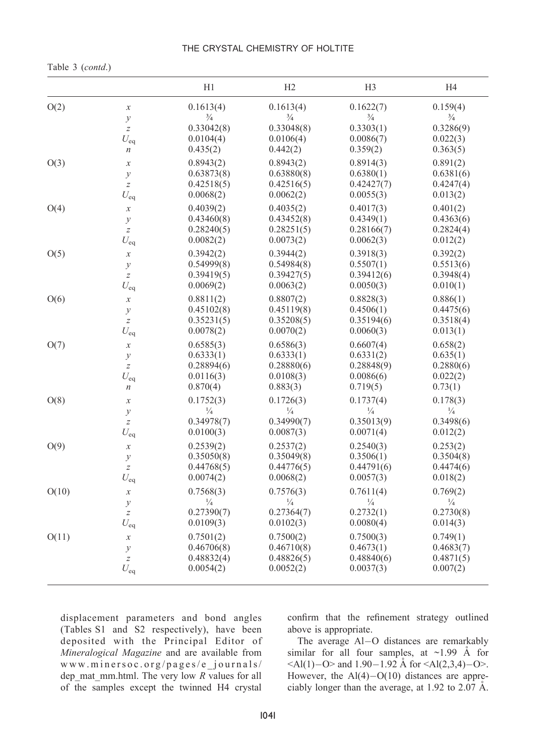Table 3 (*contd*.)

| | | H1 | H2 | H3 | H4 |
|---|---|---|---|---|---|
| O(2) | $x$ | 0.1613(4) | 0.1613(4) | 0.1622(7) | 0.159(4) |
| | $y$ | ¾ | ¾ | ¾ | ¾ |
| | $z$ | 0.33042(8) | 0.33048(8) | 0.3303(1) | 0.3286(9) |
| | $U_{eq}$ | 0.0104(4) | 0.0106(4) | 0.0086(7) | 0.022(3) |
| | $n$ | 0.435(2) | 0.442(2) | 0.359(2) | 0.363(5) |
| O(3) | $x$ | 0.8943(2) | 0.8943(2) | 0.8914(3) | 0.891(2) |
| | $y$ | 0.63873(8) | 0.63880(8) | 0.6380(1) | 0.6381(6) |
| | $z$ | 0.42518(5) | 0.42516(5) | 0.42427(7) | 0.4247(4) |
| | $U_{eq}$ | 0.0068(2) | 0.0062(2) | 0.0055(3) | 0.013(2) |
| O(4) | $x$ | 0.4039(2) | 0.4035(2) | 0.4017(3) | 0.401(2) |
| | $y$ | 0.43460(8) | 0.43452(8) | 0.4349(1) | 0.4363(6) |
| | $z$ | 0.28240(5) | 0.28251(5) | 0.28166(7) | 0.2824(4) |
| | $U_{eq}$ | 0.0082(2) | 0.0073(2) | 0.0062(3) | 0.012(2) |
| O(5) | $x$ | 0.3942(2) | 0.3944(2) | 0.3918(3) | 0.392(2) |
| | $y$ | 0.54999(8) | 0.54984(8) | 0.5507(1) | 0.5513(6) |
| | $z$ | 0.39419(5) | 0.39427(5) | 0.39412(6) | 0.3948(4) |
| | $U_{eq}$ | 0.0069(2) | 0.0063(2) | 0.0050(3) | 0.010(1) |
| O(6) | $x$ | 0.8811(2) | 0.8807(2) | 0.8828(3) | 0.886(1) |
| | $y$ | 0.45102(8) | 0.45119(8) | 0.4506(1) | 0.4475(6) |
| | $z$ | 0.35231(5) | 0.35208(5) | 0.35194(6) | 0.3518(4) |
| | $U_{eq}$ | 0.0078(2) | 0.0070(2) | 0.0060(3) | 0.013(1) |
| O(7) | $x$ | 0.6585(3) | 0.6586(3) | 0.6607(4) | 0.658(2) |
| | $y$ | 0.6333(1) | 0.6333(1) | 0.6331(2) | 0.635(1) |
| | $z$ | 0.28894(6) | 0.28880(6) | 0.28848(9) | 0.2880(6) |
| | $U_{eq}$ | 0.0116(3) | 0.0108(3) | 0.0086(6) | 0.022(2) |
| | $n$ | 0.870(4) | 0.883(3) | 0.719(5) | 0.73(1) |
| O(8) | $x$ | 0.1752(3) | 0.1726(3) | 0.1737(4) | 0.178(3) |
| | $y$ | ¼ | ¼ | ¼ | ¼ |
| | $z$ | 0.34978(7) | 0.34990(7) | 0.35013(9) | 0.3498(6) |
| | $U_{eq}$ | 0.0100(3) | 0.0087(3) | 0.0071(4) | 0.012(2) |
| O(9) | $x$ | 0.2539(2) | 0.2537(2) | 0.2540(3) | 0.253(2) |
| | $y$ | 0.35050(8) | 0.35049(8) | 0.3506(1) | 0.3504(8) |
| | $z$ | 0.44768(5) | 0.44776(5) | 0.44791(6) | 0.4474(6) |
| | $U_{eq}$ | 0.0074(2) | 0.0068(2) | 0.0057(3) | 0.018(2) |
| O(10) | $x$ | 0.7568(3) | 0.7576(3) | 0.7611(4) | 0.769(2) |
| | $y$ | ¼ | ¼ | ¼ | ¼ |
| | $z$ | 0.27390(7) | 0.27364(7) | 0.2732(1) | 0.2730(8) |
| | $U_{eq}$ | 0.0109(3) | 0.0102(3) | 0.0080(4) | 0.014(3) |
| O(11) | $x$ | 0.7501(2) | 0.7500(2) | 0.7500(3) | 0.749(1) |
| | $y$ | 0.46706(8) | 0.46710(8) | 0.4673(1) | 0.4683(7) |
| | $z$ | 0.48832(4) | 0.48826(5) | 0.48840(6) | 0.4871(5) |
| | $U_{eq}$ | 0.0054(2) | 0.0052(2) | 0.0037(3) | 0.007(2) |

displacement parameters and bond angles (Tables S1 and S2 respectively), have been deposited with the Principal Editor of *Mineralogical Magazine* and are available from www.minersoc.org/pages/e_journals/dep_mat_mm.html. The very low $R$ values for all of the samples except the twinned H4 crystal confirm that the refinement strategy outlined above is appropriate.

The average Al–O distances are remarkably similar for all four samples, at ~1.99 Å for <Al(1)–O> and 1.90–1.92 Å for <Al(2,3,4)–O>. However, the Al(4)–O(10) distances are appreciably longer than the average, at 1.92 to 2.07 Å.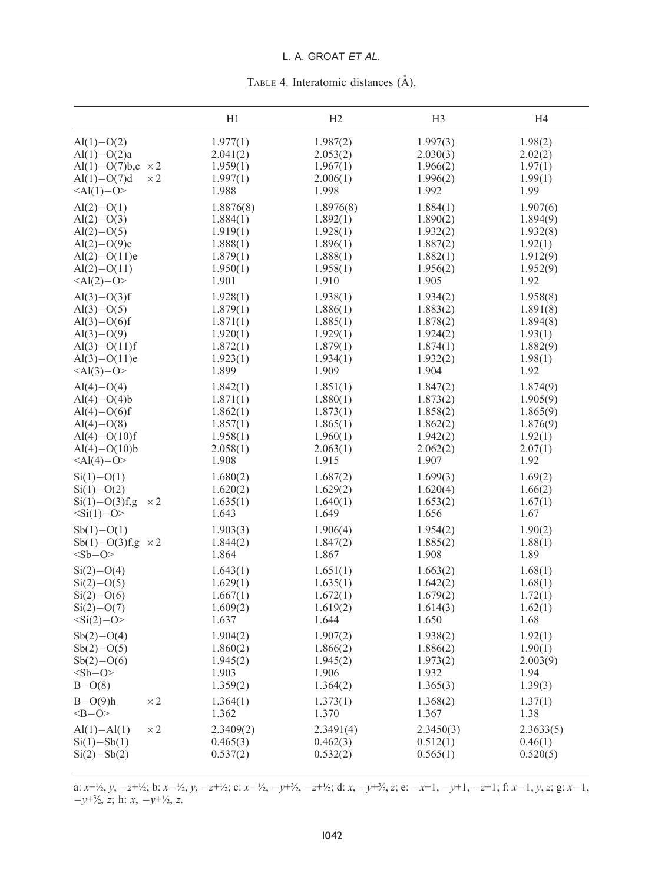TABLE 4. Interatomic distances (Å).

| | H1 | H2 | H3 | H4 |
|---|---|---|---|---|
| Al(1)–O(2) | 1.977(1) | 1.987(2) | 1.997(3) | 1.98(2) |
| Al(1)–O(2)a | 2.041(2) | 2.053(2) | 2.030(3) | 2.02(2) |
| Al(1)–O(7)b,c ×2 | 1.959(1) | 1.967(1) | 1.966(2) | 1.97(1) |
| Al(1)–O(7)d ×2 | 1.997(1) | 2.006(1) | 1.996(2) | 1.99(1) |
| <Al(1)–O> | 1.988 | 1.998 | 1.992 | 1.99 |
| Al(2)–O(1) | 1.8876(8) | 1.8976(8) | 1.884(1) | 1.907(6) |
| Al(2)–O(3) | 1.884(1) | 1.892(1) | 1.890(2) | 1.894(9) |
| Al(2)–O(5) | 1.919(1) | 1.928(1) | 1.932(2) | 1.932(8) |
| Al(2)–O(9)e | 1.888(1) | 1.896(1) | 1.887(2) | 1.92(1) |
| Al(2)–O(11)e | 1.879(1) | 1.888(1) | 1.882(1) | 1.912(9) |
| Al(2)–O(11) | 1.950(1) | 1.958(1) | 1.956(2) | 1.952(9) |
| <Al(2)–O> | 1.901 | 1.910 | 1.905 | 1.92 |
| Al(3)–O(3)f | 1.928(1) | 1.938(1) | 1.934(2) | 1.958(8) |
| Al(3)–O(5) | 1.879(1) | 1.886(1) | 1.883(2) | 1.891(8) |
| Al(3)–O(6)f | 1.871(1) | 1.885(1) | 1.878(2) | 1.894(8) |
| Al(3)–O(9) | 1.920(1) | 1.929(1) | 1.924(2) | 1.93(1) |
| Al(3)–O(11)f | 1.872(1) | 1.879(1) | 1.874(1) | 1.882(9) |
| Al(3)–O(11)e | 1.923(1) | 1.934(1) | 1.932(2) | 1.98(1) |
| <Al(3)–O> | 1.899 | 1.909 | 1.904 | 1.92 |
| Al(4)–O(4) | 1.842(1) | 1.851(1) | 1.847(2) | 1.874(9) |
| Al(4)–O(4)b | 1.871(1) | 1.880(1) | 1.873(2) | 1.905(9) |
| Al(4)–O(6)f | 1.862(1) | 1.873(1) | 1.858(2) | 1.865(9) |
| Al(4)–O(8) | 1.857(1) | 1.865(1) | 1.862(2) | 1.876(9) |
| Al(4)–O(10)f | 1.958(1) | 1.960(1) | 1.942(2) | 1.92(1) |
| Al(4)–O(10)b | 2.058(1) | 2.063(1) | 2.062(2) | 2.07(1) |
| <Al(4)–O> | 1.908 | 1.915 | 1.907 | 1.92 |
| Si(1)–O(1) | 1.680(2) | 1.687(2) | 1.699(3) | 1.69(2) |
| Si(1)–O(2) | 1.620(2) | 1.629(2) | 1.620(4) | 1.66(2) |
| Si(1)–O(3)f,g ×2 | 1.635(1) | 1.640(1) | 1.653(2) | 1.67(1) |
| <Si(1)–O> | 1.643 | 1.649 | 1.656 | 1.67 |
| Sb(1)–O(1) | 1.903(3) | 1.906(4) | 1.954(2) | 1.90(2) |
| Sb(1)–O(3)f,g ×2 | 1.844(2) | 1.847(2) | 1.885(2) | 1.88(1) |
| <Sb–O> | 1.864 | 1.867 | 1.908 | 1.89 |
| Si(2)–O(4) | 1.643(1) | 1.651(1) | 1.663(2) | 1.68(1) |
| Si(2)–O(5) | 1.629(1) | 1.635(1) | 1.642(2) | 1.68(1) |
| Si(2)–O(6) | 1.667(1) | 1.672(1) | 1.679(2) | 1.72(1) |
| Si(2)–O(7) | 1.609(2) | 1.619(2) | 1.614(3) | 1.62(1) |
| <Si(2)–O> | 1.637 | 1.644 | 1.650 | 1.68 |
| Sb(2)–O(4) | 1.904(2) | 1.907(2) | 1.938(2) | 1.92(1) |
| Sb(2)–O(5) | 1.860(2) | 1.866(2) | 1.886(2) | 1.90(1) |
| Sb(2)–O(6) | 1.945(2) | 1.945(2) | 1.973(2) | 2.003(9) |
| <Sb–O> | 1.903 | 1.906 | 1.932 | 1.94 |
| B–O(8) | 1.359(2) | 1.364(2) | 1.365(3) | 1.39(3) |
| B–O(9)h ×2 | 1.364(1) | 1.373(1) | 1.368(2) | 1.37(1) |
| <B–O> | 1.362 | 1.370 | 1.367 | 1.38 |
| Al(1)–Al(1) ×2 | 2.3409(2) | 2.3491(4) | 2.3450(3) | 2.3633(5) |
| Si(1)–Sb(1) | 0.465(3) | 0.462(3) | 0.512(1) | 0.46(1) |
| Si(2)–Sb(2) | 0.537(2) | 0.532(2) | 0.565(1) | 0.520(5) |

a: $x+½, y, -z+½$; b: $x-½, y, -z+½$; c: $x-½, -y+³⁄₂, -z+½$; d: $x, -y+³⁄₂, z$; e: $-x+1, -y+1, -z+1$; f: $x-1, y, z$; g: $x-1, -y+³⁄₂, z$; h: $x, -y+½, z$.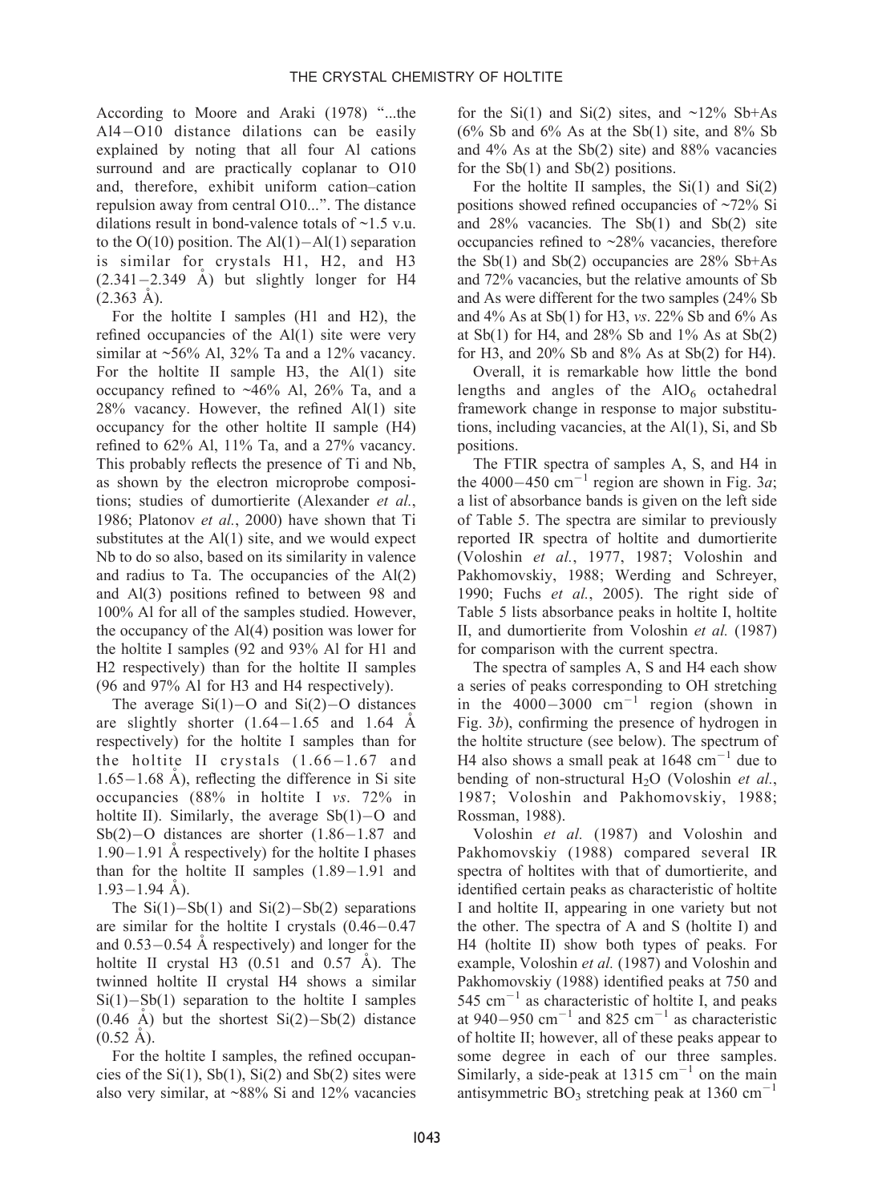According to Moore and Araki (1978) "...the Al4–O10 distance dilations can be easily explained by noting that all four Al cations surround and are practically coplanar to O10 and, therefore, exhibit uniform cation–cation repulsion away from central O10...". The distance dilations result in bond-valence totals of ~1.5 v.u. to the O(10) position. The Al(1)–Al(1) separation is similar for crystals H1, H2, and H3 (2.341–2.349 Å) but slightly longer for H4 (2.363 Å).

For the holtite I samples (H1 and H2), the refined occupancies of the Al(1) site were very similar at ~56% Al, 32% Ta and a 12% vacancy. For the holtite II sample H3, the Al(1) site occupancy refined to ~46% Al, 26% Ta, and a 28% vacancy. However, the refined Al(1) site occupancy for the other holtite II sample (H4) refined to 62% Al, 11% Ta, and a 27% vacancy. This probably reflects the presence of Ti and Nb, as shown by the electron microprobe compositions; studies of dumortierite (Alexander *et al.*, 1986; Platonov *et al.*, 2000) have shown that Ti substitutes at the Al(1) site, and we would expect Nb to do so also, based on its similarity in valence and radius to Ta. The occupancies of the Al(2) and Al(3) positions refined to between 98 and 100% Al for all of the samples studied. However, the occupancy of the Al(4) position was lower for the holtite I samples (92 and 93% Al for H1 and H2 respectively) than for the holtite II samples (96 and 97% Al for H3 and H4 respectively).

The average Si(1)–O and Si(2)–O distances are slightly shorter (1.64–1.65 and 1.64 Å respectively) for the holtite I samples than for the holtite II crystals (1.66–1.67 and 1.65–1.68 Å), reflecting the difference in Si site occupancies (88% in holtite I *vs*. 72% in holtite II). Similarly, the average Sb(1)–O and Sb(2)–O distances are shorter (1.86–1.87 and 1.90–1.91 Å respectively) for the holtite I phases than for the holtite II samples (1.89–1.91 and 1.93–1.94 Å).

The Si(1)–Sb(1) and Si(2)–Sb(2) separations are similar for the holtite I crystals (0.46–0.47 and 0.53–0.54 Å respectively) and longer for the holtite II crystal H3 (0.51 and 0.57 Å). The twinned holtite II crystal H4 shows a similar Si(1)–Sb(1) separation to the holtite I samples (0.46 Å) but the shortest Si(2)–Sb(2) distance (0.52 Å).

For the holtite I samples, the refined occupancies of the Si(1), Sb(1), Si(2) and Sb(2) sites were also very similar, at ~88% Si and 12% vacancies for the Si(1) and Si(2) sites, and ~12% Sb+As (6% Sb and 6% As at the Sb(1) site, and 8% Sb and 4% As at the Sb(2) site) and 88% vacancies for the Sb(1) and Sb(2) positions.

For the holtite II samples, the Si(1) and Si(2) positions showed refined occupancies of ~72% Si and 28% vacancies. The Sb(1) and Sb(2) site occupancies refined to ~28% vacancies, therefore the Sb(1) and Sb(2) occupancies are 28% Sb+As and 72% vacancies, but the relative amounts of Sb and As were different for the two samples (24% Sb and 4% As at Sb(1) for H3, *vs*. 22% Sb and 6% As at Sb(1) for H4, and 28% Sb and 1% As at Sb(2) for H3, and 20% Sb and 8% As at Sb(2) for H4).

Overall, it is remarkable how little the bond lengths and angles of the $AlO_6$ octahedral framework change in response to major substitutions, including vacancies, at the Al(1), Si, and Sb positions.

The FTIR spectra of samples A, S, and H4 in the 4000–450 $cm^{-1}$ region are shown in Fig. 3*a*; a list of absorbance bands is given on the left side of Table 5. The spectra are similar to previously reported IR spectra of holtite and dumortierite (Voloshin *et al.*, 1977, 1987; Voloshin and Pakhomovskiy, 1988; Werding and Schreyer, 1990; Fuchs *et al.*, 2005). The right side of Table 5 lists absorbance peaks in holtite I, holtite II, and dumortierite from Voloshin *et al.* (1987) for comparison with the current spectra.

The spectra of samples A, S and H4 each show a series of peaks corresponding to OH stretching in the 4000–3000 $cm^{-1}$ region (shown in Fig. 3*b*), confirming the presence of hydrogen in the holtite structure (see below). The spectrum of H4 also shows a small peak at 1648 $cm^{-1}$ due to bending of non-structural $H_2O$ (Voloshin *et al.*, 1987; Voloshin and Pakhomovskiy, 1988; Rossman, 1988).

Voloshin *et al.* (1987) and Voloshin and Pakhomovskiy (1988) compared several IR spectra of holtites with that of dumortierite, and identified certain peaks as characteristic of holtite I and holtite II, appearing in one variety but not the other. The spectra of A and S (holtite I) and H4 (holtite II) show both types of peaks. For example, Voloshin *et al.* (1987) and Voloshin and Pakhomovskiy (1988) identified peaks at 750 and 545 $cm^{-1}$ as characteristic of holtite I, and peaks at 940–950 $cm^{-1}$ and 825 $cm^{-1}$ as characteristic of holtite II; however, all of these peaks appear to some degree in each of our three samples. Similarly, a side-peak at 1315 $cm^{-1}$ on the main antisymmetric $BO_3$ stretching peak at 1360 $cm^{-1}$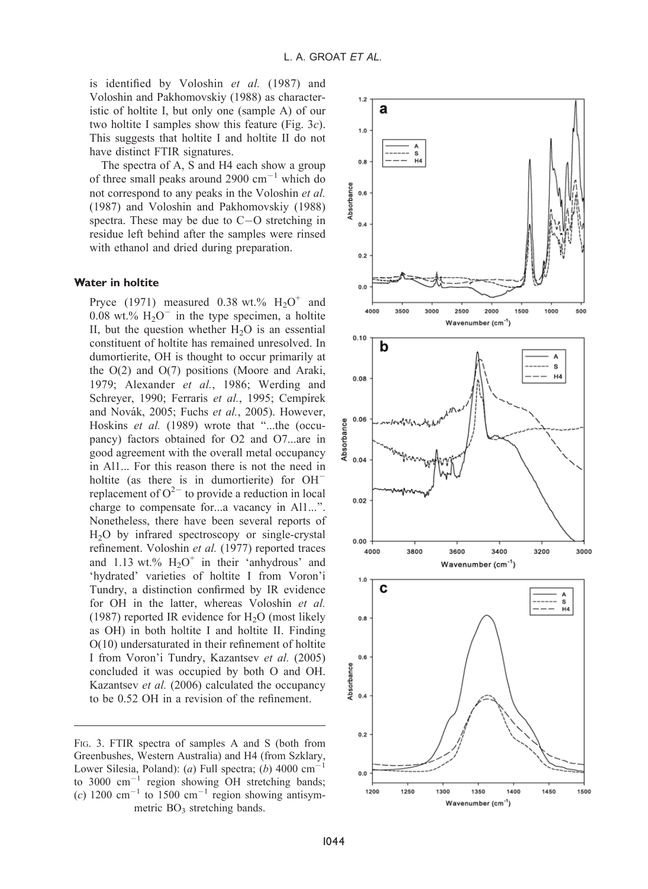is identified by Voloshin *et al.* (1987) and Voloshin and Pakhomovskiy (1988) as characteristic of holtite I, but only one (sample A) of our two holtite I samples show this feature (Fig. 3*c*). This suggests that holtite I and holtite II do not have distinct FTIR signatures.

The spectra of A, S and H4 each show a group of three small peaks around 2900 $cm^{-1}$ which do not correspond to any peaks in the Voloshin *et al.* (1987) and Voloshin and Pakhomovskiy (1988) spectra. These may be due to C–O stretching in residue left behind after the samples were rinsed with ethanol and dried during preparation.

### Water in holtite

Pryce (1971) measured 0.38 wt.% $H_2O^+$ and 0.08 wt.% $H_2O^-$ in the type specimen, a holtite II, but the question whether $H_2O$ is an essential constituent of holtite has remained unresolved. In dumortierite, OH is thought to occur primarily at the O(2) and O(7) positions (Moore and Araki, 1979; Alexander *et al.*, 1986; Werding and Schreyer, 1990; Ferraris *et al.*, 1995; Cempírek and Novák, 2005; Fuchs *et al.*, 2005). However, Hoskins *et al.* (1989) wrote that "...the (occupancy) factors obtained for O2 and O7...are in good agreement with the overall metal occupancy in Al1... For this reason there is not the need in holtite (as there is in dumortierite) for $OH^-$ replacement of $O^{2-}$ to provide a reduction in local charge to compensate for...a vacancy in Al1...". Nonetheless, there have been several reports of $H_2O$ by infrared spectroscopy or single-crystal refinement. Voloshin *et al.* (1977) reported traces and 1.13 wt.% $H_2O^+$ in their 'anhydrous' and 'hydrated' varieties of holtite I from Voron'i Tundry, a distinction confirmed by IR evidence for OH in the latter, whereas Voloshin *et al.* (1987) reported IR evidence for $H_2O$ (most likely as OH) in both holtite I and holtite II. Finding O(10) undersaturated in their refinement of holtite I from Voron'i Tundry, Kazantsev *et al.* (2005) concluded it was occupied by both O and OH. Kazantsev *et al.* (2006) calculated the occupancy to be 0.52 OH in a revision of the refinement.

FIG. 3. FTIR spectra of samples A and S (both from Greenbushes, Western Australia) and H4 (from Szklary, Lower Silesia, Poland): (*a*) Full spectra; (*b*) 4000 $cm^{-1}$ to 3000 $cm^{-1}$ region showing OH stretching bands; (*c*) 1200 $cm^{-1}$ to 1500 $cm^{-1}$ region showing antisymmetric $BO_3$ stretching bands.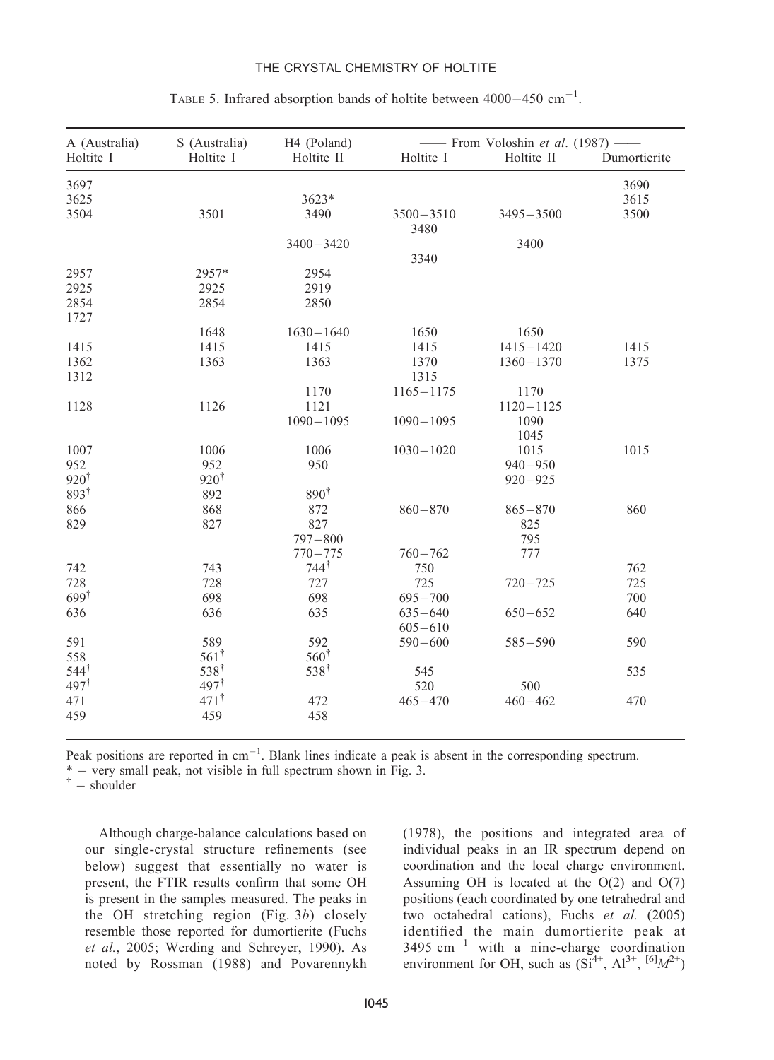TABLE 5. Infrared absorption bands of holtite between 4000–450 $cm^{-1}$.

| A (Australia) | S (Australia) | H4 (Poland) | —— From Voloshin *et al.* (1987) —— | | |
|---|---|---|---|---|---|
| Holtite I | Holtite I | Holtite II | Holtite I | Holtite II | Dumortierite |
| 3697 | | | | | 3690 |
| 3625 | | 3623* | | | 3615 |
| 3504 | 3501 | 3490 | 3500–3510 | 3495–3500 | 3500 |
| | | | 3480 | | |
| | | 3400–3420 | | 3400 | |
| | | | 3340 | | |
| 2957 | 2957* | 2954 | | | |
| 2925 | 2925 | 2919 | | | |
| 2854 | 2854 | 2850 | | | |
| 1727 | | | | | |
| | 1648 | 1630–1640 | 1650 | 1650 | |
| 1415 | 1415 | 1415 | 1415 | 1415–1420 | 1415 |
| 1362 | 1363 | 1363 | 1370 | 1360–1370 | 1375 |
| 1312 | | | 1315 | | |
| | | 1170 | 1165–1175 | 1170 | |
| 1128 | 1126 | 1121 | | 1120–1125 | |
| | | 1090–1095 | 1090–1095 | 1090 | |
| | | | | 1045 | |
| 1007 | 1006 | 1006 | 1030–1020 | 1015 | 1015 |
| 952 | 952 | 950 | | 940–950 | |
| 920† | 920† | | | 920–925 | |
| 893† | 892 | 890† | | | |
| 866 | 868 | 872 | 860–870 | 865–870 | 860 |
| 829 | 827 | 827 | | 825 | |
| | | 797–800 | | 795 | |
| | | 770–775 | 760–762 | 777 | |
| 742 | 743 | 744† | 750 | | 762 |
| 728 | 728 | 727 | 725 | 720–725 | 725 |
| 699† | 698 | 698 | 695–700 | | 700 |
| 636 | 636 | 635 | 635–640 | 650–652 | 640 |
| | | | 605–610 | | |
| 591 | 589 | 592 | 590–600 | 585–590 | 590 |
| 558 | 561† | 560† | | | |
| 544† | 538† | 538† | 545 | | 535 |
| 497† | 497† | | 520 | 500 | |
| 471 | 471† | 472 | 465–470 | 460–462 | 470 |
| 459 | 459 | 458 | | | |

Peak positions are reported in $cm^{-1}$. Blank lines indicate a peak is absent in the corresponding spectrum.
\* – very small peak, not visible in full spectrum shown in Fig. 3.
† – shoulder

Although charge-balance calculations based on our single-crystal structure refinements (see below) suggest that essentially no water is present, the FTIR results confirm that some OH is present in the samples measured. The peaks in the OH stretching region (Fig. 3*b*) closely resemble those reported for dumortierite (Fuchs *et al.*, 2005; Werding and Schreyer, 1990). As noted by Rossman (1988) and Povarennykh (1978), the positions and integrated area of individual peaks in an IR spectrum depend on coordination and the local charge environment. Assuming OH is located at the O(2) and O(7) positions (each coordinated by one tetrahedral and two octahedral cations), Fuchs *et al.* (2005) identified the main dumortierite peak at 3495 $cm^{-1}$ with a nine-charge coordination environment for OH, such as ($Si^{4+}$, $Al^{3+}$, $^{[6]}M^{2+}$)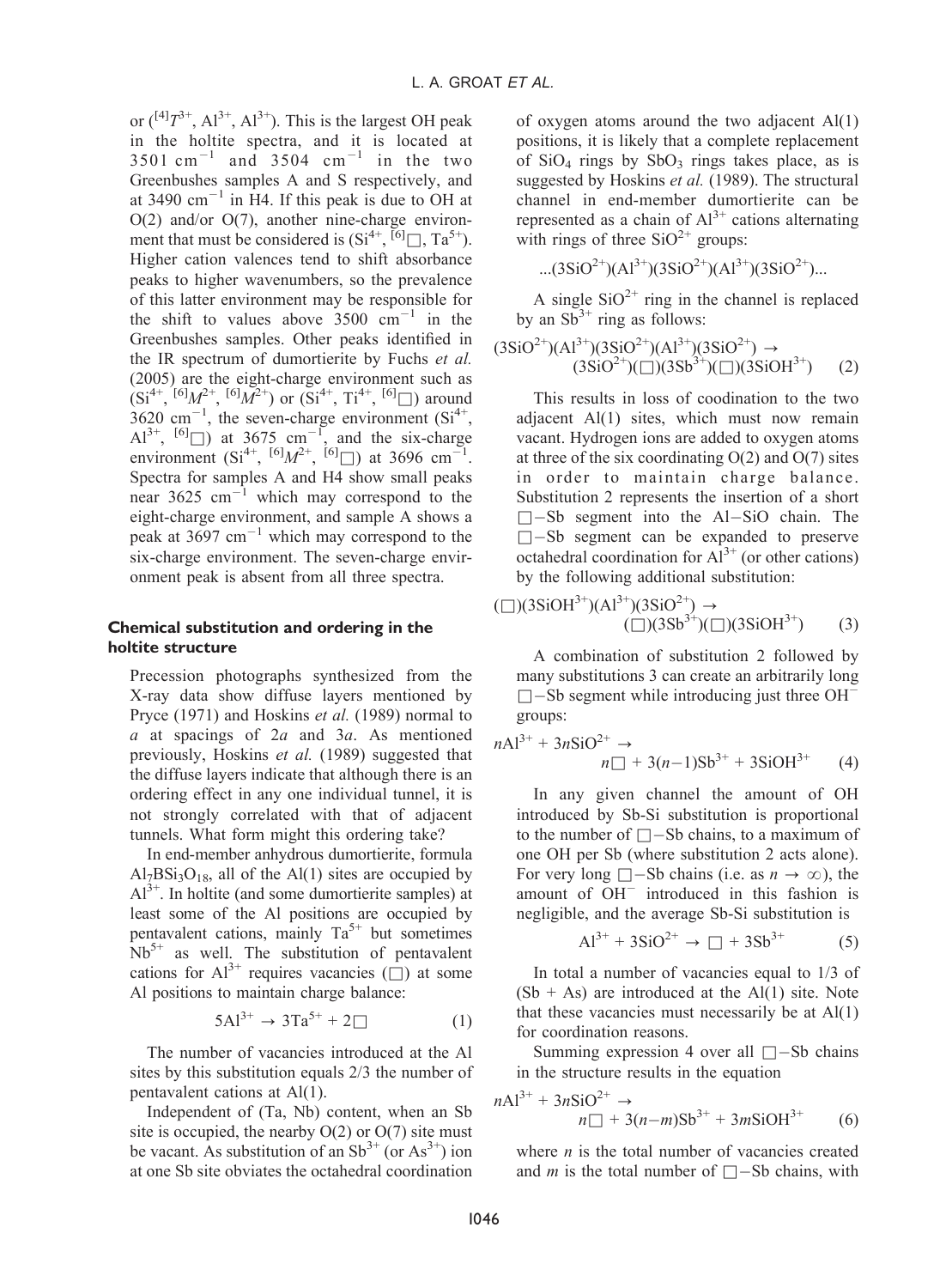or $({}^{[4]}T^{3+}, Al^{3+}, Al^{3+})$. This is the largest OH peak in the holtite spectra, and it is located at 3501 $cm^{-1}$ and 3504 $cm^{-1}$ in the two Greenbushes samples A and S respectively, and at 3490 $cm^{-1}$ in H4. If this peak is due to OH at O(2) and/or O(7), another nine-charge environment that must be considered is $(Si^{4+}, {}^{[6]}\square, Ta^{5+})$. Higher cation valences tend to shift absorbance peaks to higher wavenumbers, so the prevalence of this latter environment may be responsible for the shift to values above 3500 $cm^{-1}$ in the Greenbushes samples. Other peaks identified in the IR spectrum of dumortierite by Fuchs *et al.* (2005) are the eight-charge environment such as $(Si^{4+}, {}^{[6]}M^{2+}, {}^{[6]}M^{2+})$ or $(Si^{4+}, Ti^{4+}, {}^{[6]}\square)$ around 3620 $cm^{-1}$, the seven-charge environment $(Si^{4+}, Al^{3+}, {}^{[6]}\square)$ at 3675 $cm^{-1}$, and the six-charge environment $(Si^{4+}, {}^{[6]}M^{2+}, {}^{[6]}\square)$ at 3696 $cm^{-1}$. Spectra for samples A and H4 show small peaks near 3625 $cm^{-1}$ which may correspond to the eight-charge environment, and sample A shows a peak at 3697 $cm^{-1}$ which may correspond to the six-charge environment. The seven-charge environment peak is absent from all three spectra.

## Chemical substitution and ordering in the holtite structure

Precession photographs synthesized from the X-ray data show diffuse layers mentioned by Pryce (1971) and Hoskins *et al.* (1989) normal to *a* at spacings of 2*a* and 3*a*. As mentioned previously, Hoskins *et al.* (1989) suggested that the diffuse layers indicate that although there is an ordering effect in any one individual tunnel, it is not strongly correlated with that of adjacent tunnels. What form might this ordering take?

In end-member anhydrous dumortierite, formula $Al_7BSi_3O_{18}$, all of the Al(1) sites are occupied by $Al^{3+}$. In holtite (and some dumortierite samples) at least some of the Al positions are occupied by pentavalent cations, mainly $Ta^{5+}$ but sometimes $Nb^{5+}$ as well. The substitution of pentavalent cations for $Al^{3+}$ requires vacancies ($\square$) at some Al positions to maintain charge balance:

$$5Al^{3+} \rightarrow 3Ta^{5+} + 2\square \qquad (1)$$

The number of vacancies introduced at the Al sites by this substitution equals 2/3 the number of pentavalent cations at Al(1).

Independent of (Ta, Nb) content, when an Sb site is occupied, the nearby O(2) or O(7) site must be vacant. As substitution of an $Sb^{3+}$ (or $As^{3+}$) ion at one Sb site obviates the octahedral coordination of oxygen atoms around the two adjacent Al(1) positions, it is likely that a complete replacement of $SiO_4$ rings by $SbO_3$ rings takes place, as is suggested by Hoskins *et al.* (1989). The structural channel in end-member dumortierite can be represented as a chain of $Al^{3+}$ cations alternating with rings of three $SiO^{2+}$ groups:

$$...(3SiO^{2+})(Al^{3+})(3SiO^{2+})(Al^{3+})(3SiO^{2+})...$$

A single $SiO^{2+}$ ring in the channel is replaced by an $Sb^{3+}$ ring as follows:

$$(3SiO^{2+})(Al^{3+})(3SiO^{2+})(Al^{3+})(3SiO^{2+}) \rightarrow (3SiO^{2+})(\square)(3Sb^{3+})(\square)(3SiOH^{3+}) \qquad (2)$$

This results in loss of coodination to the two adjacent Al(1) sites, which must now remain vacant. Hydrogen ions are added to oxygen atoms at three of the six coordinating O(2) and O(7) sites in order to maintain charge balance. Substitution 2 represents the insertion of a short $\square$–Sb segment into the Al–SiO chain. The $\square$–Sb segment can be expanded to preserve octahedral coordination for $Al^{3+}$ (or other cations) by the following additional substitution:

$$(\square)(3SiOH^{3+})(Al^{3+})(3SiO^{2+}) \rightarrow (\square)(3Sb^{3+})(\square)(3SiOH^{3+}) \qquad (3)$$

A combination of substitution 2 followed by many substitutions 3 can create an arbitrarily long $\square$–Sb segment while introducing just three $OH^-$ groups:

$$nAl^{3+} + 3nSiO^{2+} \rightarrow n\square + 3(n-1)Sb^{3+} + 3SiOH^{3+} \qquad (4)$$

In any given channel the amount of OH introduced by Sb-Si substitution is proportional to the number of $\square$–Sb chains, to a maximum of one OH per Sb (where substitution 2 acts alone). For very long $\square$–Sb chains (i.e. as $n \rightarrow \infty$), the amount of $OH^-$ introduced in this fashion is negligible, and the average Sb-Si substitution is

$$Al^{3+} + 3SiO^{2+} \rightarrow \square + 3Sb^{3+} \qquad (5)$$

In total a number of vacancies equal to 1/3 of (Sb + As) are introduced at the Al(1) site. Note that these vacancies must necessarily be at Al(1) for coordination reasons.

Summing expression 4 over all $\square$–Sb chains in the structure results in the equation

$$nAl^{3+} + 3nSiO^{2+} \rightarrow n\square + 3(n-m)Sb^{3+} + 3mSiOH^{3+} \qquad (6)$$

where *n* is the total number of vacancies created and *m* is the total number of $\square$–Sb chains, with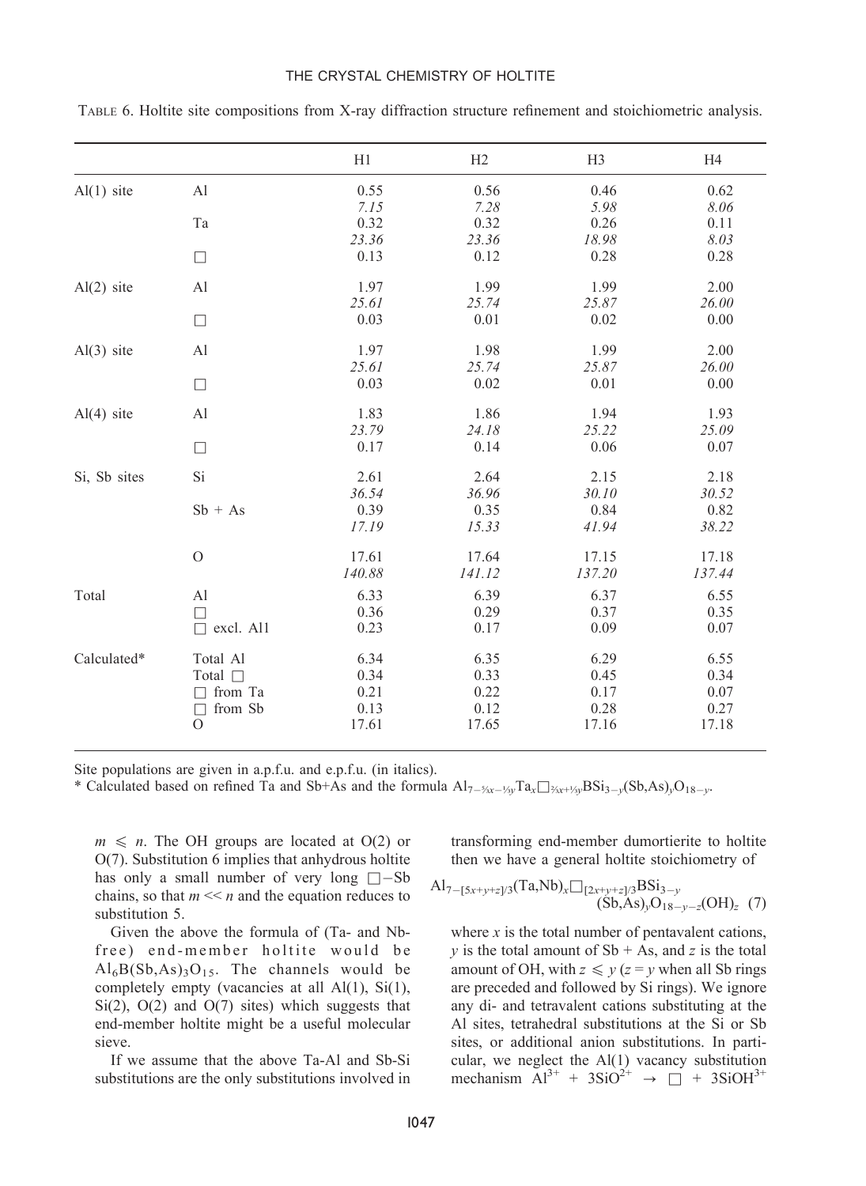TABLE 6. Holtite site compositions from X-ray diffraction structure refinement and stoichiometric analysis.

| | | H1 | H2 | H3 | H4 |
|---|---|---|---|---|---|
| Al(1) site | Al | 0.55 | 0.56 | 0.46 | 0.62 |
| | | *7.15* | *7.28* | *5.98* | *8.06* |
| | Ta | 0.32 | 0.32 | 0.26 | 0.11 |
| | | *23.36* | *23.36* | *18.98* | *8.03* |
| | □ | 0.13 | 0.12 | 0.28 | 0.28 |
| Al(2) site | Al | 1.97 | 1.99 | 1.99 | 2.00 |
| | | *25.61* | *25.74* | *25.87* | *26.00* |
| | □ | 0.03 | 0.01 | 0.02 | 0.00 |
| Al(3) site | Al | 1.97 | 1.98 | 1.99 | 2.00 |
| | | *25.61* | *25.74* | *25.87* | *26.00* |
| | □ | 0.03 | 0.02 | 0.01 | 0.00 |
| Al(4) site | Al | 1.83 | 1.86 | 1.94 | 1.93 |
| | | *23.79* | *24.18* | *25.22* | *25.09* |
| | □ | 0.17 | 0.14 | 0.06 | 0.07 |
| Si, Sb sites | Si | 2.61 | 2.64 | 2.15 | 2.18 |
| | | *36.54* | *36.96* | *30.10* | *30.52* |
| | Sb + As | 0.39 | 0.35 | 0.84 | 0.82 |
| | | *17.19* | *15.33* | *41.94* | *38.22* |
| | O | 17.61 | 17.64 | 17.15 | 17.18 |
| | | *140.88* | *141.12* | *137.20* | *137.44* |
| Total | Al | 6.33 | 6.39 | 6.37 | 6.55 |
| | □ | 0.36 | 0.29 | 0.37 | 0.35 |
| | □ excl. Al1 | 0.23 | 0.17 | 0.09 | 0.07 |
| Calculated* | Total Al | 6.34 | 6.35 | 6.29 | 6.55 |
| | Total □ | 0.34 | 0.33 | 0.45 | 0.34 |
| | □ from Ta | 0.21 | 0.22 | 0.17 | 0.07 |
| | □ from Sb | 0.13 | 0.12 | 0.28 | 0.27 |
| | O | 17.61 | 17.65 | 17.16 | 17.18 |

Site populations are given in a.p.f.u. and e.p.f.u. (in italics).

\* Calculated based on refined Ta and Sb+As and the formula $Al_{7-\frac{5}{3}x-\frac{1}{3}y}Ta_x\square_{\frac{2}{3}x+\frac{1}{3}y}BSi_{3-y}(Sb,As)_yO_{18-y}$.

$m \leqslant n$. The OH groups are located at O(2) or O(7). Substitution 6 implies that anhydrous holtite has only a small number of very long □–Sb chains, so that $m \ll n$ and the equation reduces to substitution 5.

Given the above the formula of (Ta- and Nb-free) end-member holtite would be $Al_6B(Sb,As)_3O_{15}$. The channels would be completely empty (vacancies at all Al(1), Si(1), Si(2), O(2) and O(7) sites) which suggests that end-member holtite might be a useful molecular sieve.

If we assume that the above Ta-Al and Sb-Si substitutions are the only substitutions involved in transforming end-member dumortierite to holtite then we have a general holtite stoichiometry of

$$Al_{7-[5x+y+z]/3}(Ta,Nb)_x\square_{[2x+y+z]/3}BSi_{3-y}(Sb,As)_yO_{18-y-z}(OH)_z \quad (7)$$

where $x$ is the total number of pentavalent cations, $y$ is the total amount of Sb + As, and $z$ is the total amount of OH, with $z \leqslant y$ ($z = y$ when all Sb rings are preceded and followed by Si rings). We ignore any di- and tetravalent cations substituting at the Al sites, tetrahedral substitutions at the Si or Sb sites, or additional anion substitutions. In particular, we neglect the Al(1) vacancy substitution mechanism $Al^{3+} + 3SiO^{2+} \rightarrow \square + 3SiOH^{3+}$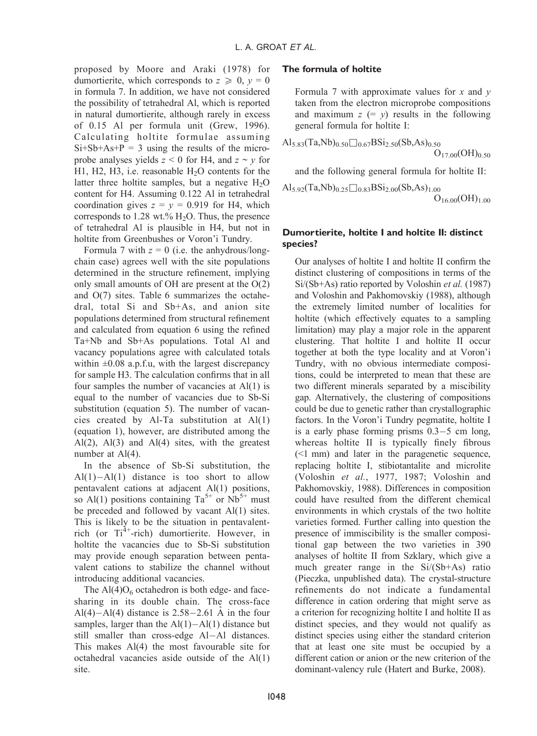proposed by Moore and Araki (1978) for dumortierite, which corresponds to $z \geqslant 0$, $y = 0$ in formula 7. In addition, we have not considered the possibility of tetrahedral Al, which is reported in natural dumortierite, although rarely in excess of 0.15 Al per formula unit (Grew, 1996). Calculating holtite formulae assuming Si+Sb+As+P = 3 using the results of the microprobe analyses yields $z < 0$ for H4, and $z \sim y$ for H1, H2, H3, i.e. reasonable $H_2O$ contents for the latter three holtite samples, but a negative $H_2O$ content for H4. Assuming 0.122 Al in tetrahedral coordination gives $z = y = 0.919$ for H4, which corresponds to 1.28 wt.% $H_2O$. Thus, the presence of tetrahedral Al is plausible in H4, but not in holtite from Greenbushes or Voron'i Tundry.

Formula 7 with $z = 0$ (i.e. the anhydrous/long-chain case) agrees well with the site populations determined in the structure refinement, implying only small amounts of OH are present at the O(2) and O(7) sites. Table 6 summarizes the octahedral, total Si and Sb+As, and anion site populations determined from structural refinement and calculated from equation 6 using the refined Ta+Nb and Sb+As populations. Total Al and vacancy populations agree with calculated totals within ±0.08 a.p.f.u, with the largest discrepancy for sample H3. The calculation confirms that in all four samples the number of vacancies at Al(1) is equal to the number of vacancies due to Sb-Si substitution (equation 5). The number of vacancies created by Al-Ta substitution at Al(1) (equation 1), however, are distributed among the Al(2), Al(3) and Al(4) sites, with the greatest number at Al(4).

In the absence of Sb-Si substitution, the Al(1)–Al(1) distance is too short to allow pentavalent cations at adjacent Al(1) positions, so Al(1) positions containing $Ta^{5+}$ or $Nb^{5+}$ must be preceded and followed by vacant Al(1) sites. This is likely to be the situation in pentavalent-rich (or $Ti^{4+}$-rich) dumortierite. However, in holtite the vacancies due to Sb-Si substitution may provide enough separation between pentavalent cations to stabilize the channel without introducing additional vacancies.

The $Al(4)O_6$ octahedron is both edge- and face-sharing in its double chain. The cross-face Al(4)–Al(4) distance is 2.58–2.61 Å in the four samples, larger than the Al(1)–Al(1) distance but still smaller than cross-edge Al–Al distances. This makes Al(4) the most favourable site for octahedral vacancies aside outside of the Al(1) site.

## The formula of holtite

Formula 7 with approximate values for $x$ and $y$ taken from the electron microprobe compositions and maximum $z$ (= $y$) results in the following general formula for holtite I:

$$Al_{5.83}(Ta,Nb)_{0.50}\square_{0.67}BSi_{2.50}(Sb,As)_{0.50}O_{17.00}(OH)_{0.50}$$

and the following general formula for holtite II:

$$Al_{5.92}(Ta,Nb)_{0.25}\square_{0.83}BSi_{2.00}(Sb,As)_{1.00}O_{16.00}(OH)_{1.00}$$

## Dumortierite, holtite I and holtite II: distinct species?

Our analyses of holtite I and holtite II confirm the distinct clustering of compositions in terms of the Si/(Sb+As) ratio reported by Voloshin *et al.* (1987) and Voloshin and Pakhomovskiy (1988), although the extremely limited number of localities for holtite (which effectively equates to a sampling limitation) may play a major role in the apparent clustering. That holtite I and holtite II occur together at both the type locality and at Voron'i Tundry, with no obvious intermediate compositions, could be interpreted to mean that these are two different minerals separated by a miscibility gap. Alternatively, the clustering of compositions could be due to genetic rather than crystallographic factors. In the Voron'i Tundry pegmatite, holtite I is an early phase forming prisms 0.3–5 cm long, whereas holtite II is typically finely fibrous (<1 mm) and later in the paragenetic sequence, replacing holtite I, stibiotantalite and microlite (Voloshin *et al.*, 1977, 1987; Voloshin and Pakhomovskiy, 1988). Differences in composition could have resulted from the different chemical environments in which crystals of the two holtite varieties formed. Further calling into question the presence of immiscibility is the smaller compositional gap between the two varieties in 390 analyses of holtite II from Szklary, which give a much greater range in the Si/(Sb+As) ratio (Pieczka, unpublished data). The crystal-structure refinements do not indicate a fundamental difference in cation ordering that might serve as a criterion for recognizing holtite I and holtite II as distinct species, and they would not qualify as distinct species using either the standard criterion that at least one site must be occupied by a different cation or anion or the new criterion of the dominant-valency rule (Hatert and Burke, 2008).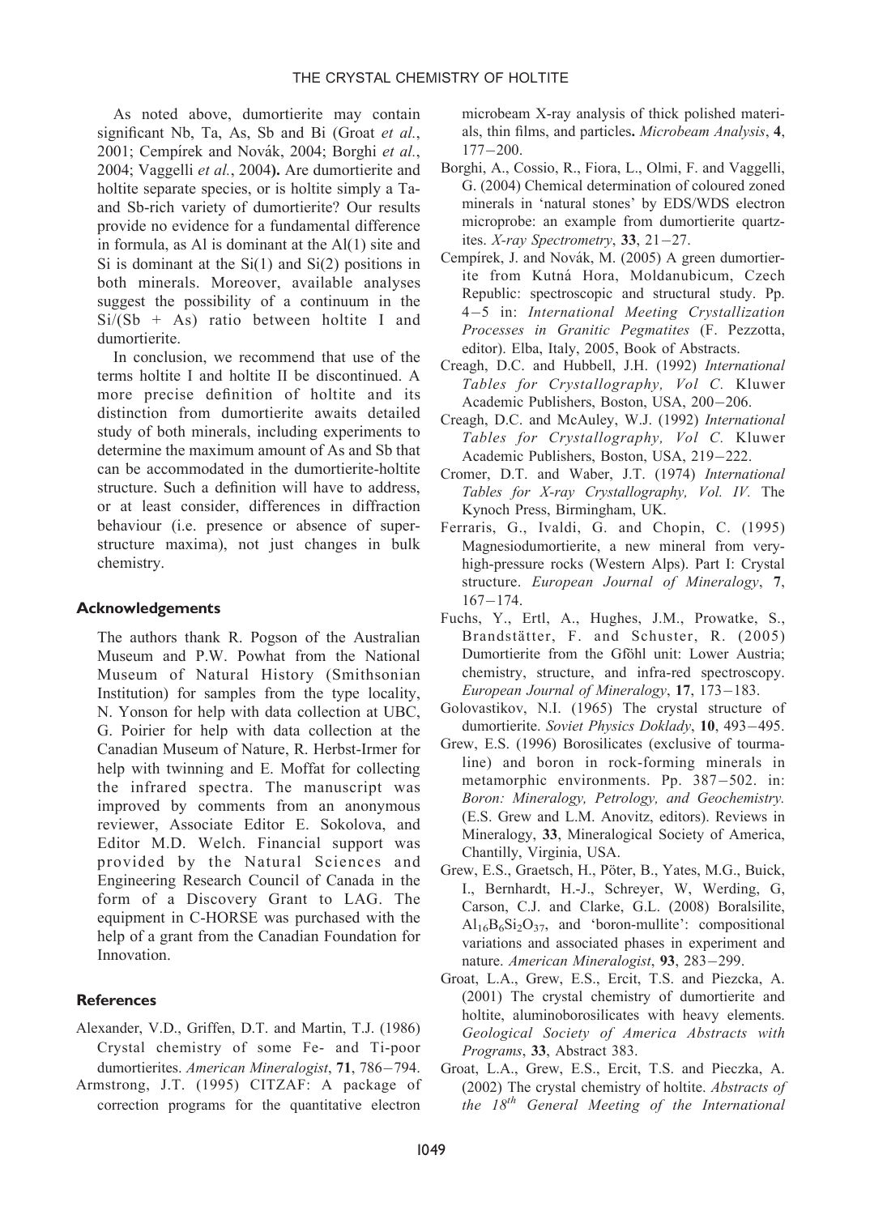As noted above, dumortierite may contain significant Nb, Ta, As, Sb and Bi (Groat *et al.*, 2001; Cempírek and Novák, 2004; Borghi *et al.*, 2004; Vaggelli *et al.*, 2004**).** Are dumortierite and holtite separate species, or is holtite simply a Ta- and Sb-rich variety of dumortierite? Our results provide no evidence for a fundamental difference in formula, as Al is dominant at the Al(1) site and Si is dominant at the Si(1) and Si(2) positions in both minerals. Moreover, available analyses suggest the possibility of a continuum in the Si/(Sb + As) ratio between holtite I and dumortierite.

In conclusion, we recommend that use of the terms holtite I and holtite II be discontinued. A more precise definition of holtite and its distinction from dumortierite awaits detailed study of both minerals, including experiments to determine the maximum amount of As and Sb that can be accommodated in the dumortierite-holtite structure. Such a definition will have to address, or at least consider, differences in diffraction behaviour (i.e. presence or absence of superstructure maxima), not just changes in bulk chemistry.

## Acknowledgements

The authors thank R. Pogson of the Australian Museum and P.W. Powhat from the National Museum of Natural History (Smithsonian Institution) for samples from the type locality, N. Yonson for help with data collection at UBC, G. Poirier for help with data collection at the Canadian Museum of Nature, R. Herbst-Irmer for help with twinning and E. Moffat for collecting the infrared spectra. The manuscript was improved by comments from an anonymous reviewer, Associate Editor E. Sokolova, and Editor M.D. Welch. Financial support was provided by the Natural Sciences and Engineering Research Council of Canada in the form of a Discovery Grant to LAG. The equipment in C-HORSE was purchased with the help of a grant from the Canadian Foundation for Innovation.

## References

Alexander, V.D., Griffen, D.T. and Martin, T.J. (1986) Crystal chemistry of some Fe- and Ti-poor dumortierites. *American Mineralogist*, **71**, 786–794.

Armstrong, J.T. (1995) CITZAF: A package of correction programs for the quantitative electron microbeam X-ray analysis of thick polished materials, thin films, and particles**.** *Microbeam Analysis*, **4**, 177–200.

Borghi, A., Cossio, R., Fiora, L., Olmi, F. and Vaggelli, G. (2004) Chemical determination of coloured zoned minerals in 'natural stones' by EDS/WDS electron microprobe: an example from dumortierite quartzites. *X-ray Spectrometry*, **33**, 21–27.

Cempírek, J. and Novák, M. (2005) A green dumortierite from Kutná Hora, Moldanubicum, Czech Republic: spectroscopic and structural study. Pp. 4–5 in: *International Meeting Crystallization Processes in Granitic Pegmatites* (F. Pezzotta, editor). Elba, Italy, 2005, Book of Abstracts.

Creagh, D.C. and Hubbell, J.H. (1992) *International Tables for Crystallography, Vol C.* Kluwer Academic Publishers, Boston, USA, 200–206.

Creagh, D.C. and McAuley, W.J. (1992) *International Tables for Crystallography, Vol C.* Kluwer Academic Publishers, Boston, USA, 219–222.

Cromer, D.T. and Waber, J.T. (1974) *International Tables for X-ray Crystallography, Vol. IV.* The Kynoch Press, Birmingham, UK.

Ferraris, G., Ivaldi, G. and Chopin, C. (1995) Magnesiodumortierite, a new mineral from very-high-pressure rocks (Western Alps). Part I: Crystal structure. *European Journal of Mineralogy*, **7**, 167–174.

Fuchs, Y., Ertl, A., Hughes, J.M., Prowatke, S., Brandstätter, F. and Schuster, R. (2005) Dumortierite from the Gföhl unit: Lower Austria; chemistry, structure, and infra-red spectroscopy. *European Journal of Mineralogy*, **17**, 173–183.

Golovastikov, N.I. (1965) The crystal structure of dumortierite. *Soviet Physics Doklady*, **10**, 493–495.

Grew, E.S. (1996) Borosilicates (exclusive of tourmaline) and boron in rock-forming minerals in metamorphic environments. Pp. 387–502. in: *Boron: Mineralogy, Petrology, and Geochemistry.* (E.S. Grew and L.M. Anovitz, editors). Reviews in Mineralogy, **33**, Mineralogical Society of America, Chantilly, Virginia, USA.

Grew, E.S., Graetsch, H., Pöter, B., Yates, M.G., Buick, I., Bernhardt, H.-J., Schreyer, W, Werding, G, Carson, C.J. and Clarke, G.L. (2008) Boralsilite, $Al_{16}B_6Si_2O_{37}$, and 'boron-mullite': compositional variations and associated phases in experiment and nature. *American Mineralogist*, **93**, 283–299.

Groat, L.A., Grew, E.S., Ercit, T.S. and Piezcka, A. (2001) The crystal chemistry of dumortierite and holtite, aluminoborosilicates with heavy elements. *Geological Society of America Abstracts with Programs*, **33**, Abstract 383.

Groat, L.A., Grew, E.S., Ercit, T.S. and Pieczka, A. (2002) The crystal chemistry of holtite. *Abstracts of the 18th General Meeting of the International*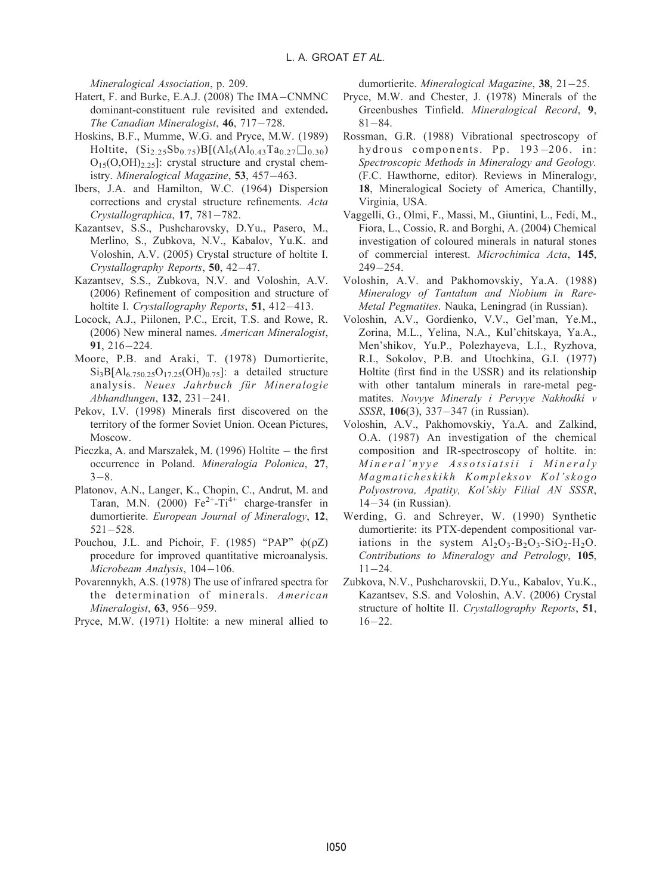*Mineralogical Association*, p. 209.

Hatert, F. and Burke, E.A.J. (2008) The IMA–CNMNC dominant-constituent rule revisited and extended. *The Canadian Mineralogist*, **46**, 717–728.

Hoskins, B.F., Mumme, W.G. and Pryce, M.W. (1989) Holtite, $(Si_{2.25}Sb_{0.75})B[(Al_6(Al_{0.43}Ta_{0.27}\square_{0.30})O_{15}(O,OH)_{2.25}]$: crystal structure and crystal chemistry. *Mineralogical Magazine*, **53**, 457–463.

Ibers, J.A. and Hamilton, W.C. (1964) Dispersion corrections and crystal structure refinements. *Acta Crystallographica*, **17**, 781–782.

Kazantsev, S.S., Pushcharovsky, D.Yu., Pasero, M., Merlino, S., Zubkova, N.V., Kabalov, Yu.K. and Voloshin, A.V. (2005) Crystal structure of holtite I. *Crystallography Reports*, **50**, 42–47.

Kazantsev, S.S., Zubkova, N.V. and Voloshin, A.V. (2006) Refinement of composition and structure of holtite I. *Crystallography Reports*, **51**, 412–413.

Locock, A.J., Piilonen, P.C., Ercit, T.S. and Rowe, R. (2006) New mineral names. *American Mineralogist*, **91**, 216–224.

Moore, P.B. and Araki, T. (1978) Dumortierite, $Si_3B[Al_{6.75\square0.25}O_{17.25}(OH)_{0.75}]$: a detailed structure analysis. *Neues Jahrbuch für Mineralogie Abhandlungen*, **132**, 231–241.

Pekov, I.V. (1998) Minerals first discovered on the territory of the former Soviet Union. Ocean Pictures, Moscow.

Pieczka, A. and Marszałek, M. (1996) Holtite – the first occurrence in Poland. *Mineralogia Polonica*, **27**, 3–8.

Platonov, A.N., Langer, K., Chopin, C., Andrut, M. and Taran, M.N. (2000) $Fe^{2+}$-$Ti^{4+}$ charge-transfer in dumortierite. *European Journal of Mineralogy*, **12**, 521–528.

Pouchou, J.L. and Pichoir, F. (1985) "PAP" $\phi(\rho Z)$ procedure for improved quantitative microanalysis. *Microbeam Analysis*, 104–106.

Povarennykh, A.S. (1978) The use of infrared spectra for the determination of minerals. *American Mineralogist*, **63**, 956–959.

Pryce, M.W. (1971) Holtite: a new mineral allied to dumortierite. *Mineralogical Magazine*, **38**, 21–25.

Pryce, M.W. and Chester, J. (1978) Minerals of the Greenbushes Tinfield. *Mineralogical Record*, **9**, 81–84.

Rossman, G.R. (1988) Vibrational spectroscopy of hydrous components. Pp. 193–206. in: *Spectroscopic Methods in Mineralogy and Geology*. (F.C. Hawthorne, editor). Reviews in Mineralogy, **18**, Mineralogical Society of America, Chantilly, Virginia, USA.

Vaggelli, G., Olmi, F., Massi, M., Giuntini, L., Fedi, M., Fiora, L., Cossio, R. and Borghi, A. (2004) Chemical investigation of coloured minerals in natural stones of commercial interest. *Microchimica Acta*, **145**, 249–254.

Voloshin, A.V. and Pakhomovskiy, Ya.A. (1988) *Mineralogy of Tantalum and Niobium in Rare-Metal Pegmatites*. Nauka, Leningrad (in Russian).

Voloshin, A.V., Gordienko, V.V., Gel'man, Ye.M., Zorina, M.L., Yelina, N.A., Kul'chitskaya, Ya.A., Men'shikov, Yu.P., Polezhayeva, L.I., Ryzhova, R.I., Sokolov, P.B. and Utochkina, G.I. (1977) Holtite (first find in the USSR) and its relationship with other tantalum minerals in rare-metal pegmatites. *Novyye Mineraly i Pervyye Nakhodki v SSSR*, **106**(3), 337–347 (in Russian).

Voloshin, A.V., Pakhomovskiy, Ya.A. and Zalkind, O.A. (1987) An investigation of the chemical composition and IR-spectroscopy of holtite. in: *Mineral'nyye Assotsiatsii i Mineraly Magmaticheskikh Kompleksov Kol'skogo Polyostrova, Apatity, Kol'skiy Filial AN SSSR*, 14–34 (in Russian).

Werding, G. and Schreyer, W. (1990) Synthetic dumortierite: its PTX-dependent compositional variations in the system $Al_2O_3$-$B_2O_3$-$SiO_2$-$H_2O$. *Contributions to Mineralogy and Petrology*, **105**, 11–24.

Zubkova, N.V., Pushcharovskii, D.Yu., Kabalov, Yu.K., Kazantsev, S.S. and Voloshin, A.V. (2006) Crystal structure of holtite II. *Crystallography Reports*, **51**, 16–22.